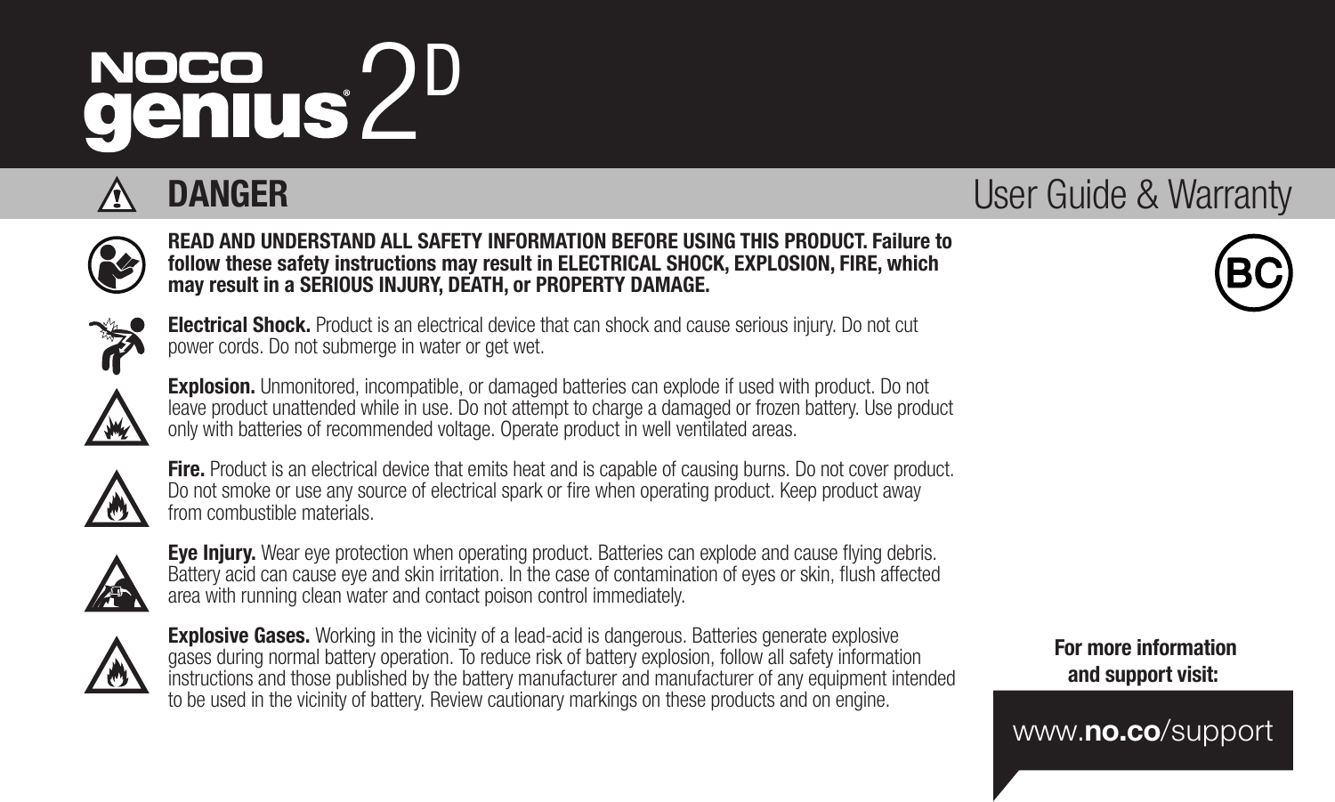# NOCO genius 2D

## DANGER

User Guide & Warranty

**READ AND UNDERSTAND ALL SAFETY INFORMATION BEFORE USING THIS PRODUCT. Failure to follow these safety instructions may result in ELECTRICAL SHOCK, EXPLOSION, FIRE, which may result in a SERIOUS INJURY, DEATH, or PROPERTY DAMAGE.**

**Electrical Shock.** Product is an electrical device that can shock and cause serious injury. Do not cut power cords. Do not submerge in water or get wet.

**Explosion.** Unmonitored, incompatible, or damaged batteries can explode if used with product. Do not leave product unattended while in use. Do not attempt to charge a damaged or frozen battery. Use product only with batteries of recommended voltage. Operate product in well ventilated areas.

**Fire.** Product is an electrical device that emits heat and is capable of causing burns. Do not cover product. Do not smoke or use any source of electrical spark or fire when operating product. Keep product away from combustible materials.

**Eye Injury.** Wear eye protection when operating product. Batteries can explode and cause flying debris. Battery acid can cause eye and skin irritation. In the case of contamination of eyes or skin, flush affected area with running clean water and contact poison control immediately.

**Explosive Gases.** Working in the vicinity of a lead-acid is dangerous. Batteries generate explosive gases during normal battery operation. To reduce risk of battery explosion, follow all safety information instructions and those published by the battery manufacturer and manufacturer of any equipment intended to be used in the vicinity of battery. Review cautionary markings on these products and on engine.

**For more information and support visit:**

www.**no.co**/support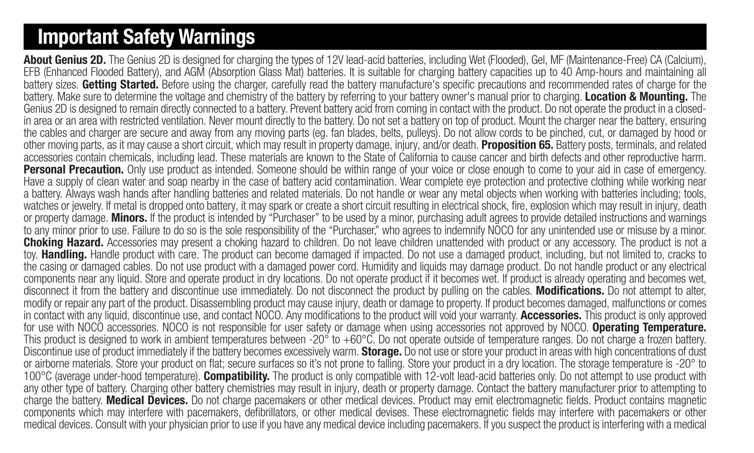# Important Safety Warnings

**About Genius 2D.** The Genius 2D is designed for charging the types of 12V lead-acid batteries, including Wet (Flooded), Gel, MF (Maintenance-Free) CA (Calcium), EFB (Enhanced Flooded Battery), and AGM (Absorption Glass Mat) batteries. It is suitable for charging battery capacities up to 40 Amp-hours and maintaining all battery sizes. **Getting Started.** Before using the charger, carefully read the battery manufacture's specific precautions and recommended rates of charge for the battery. Make sure to determine the voltage and chemistry of the battery by referring to your battery owner's manual prior to charging. **Location & Mounting.** The Genius 2D is designed to remain directly connected to a battery. Prevent battery acid from coming in contact with the product. Do not operate the product in a closed-in area or an area with restricted ventilation. Never mount directly to the battery. Do not set a battery on top of product. Mount the charger near the battery, ensuring the cables and charger are secure and away from any moving parts (eg. fan blades, belts, pulleys). Do not allow cords to be pinched, cut, or damaged by hood or other moving parts, as it may cause a short circuit, which may result in property damage, injury, and/or death. **Proposition 65.** Battery posts, terminals, and related accessories contain chemicals, including lead. These materials are known to the State of California to cause cancer and birth defects and other reproductive harm. **Personal Precaution.** Only use product as intended. Someone should be within range of your voice or close enough to come to your aid in case of emergency. Have a supply of clean water and soap nearby in the case of battery acid contamination. Wear complete eye protection and protective clothing while working near a battery. Always wash hands after handling batteries and related materials. Do not handle or wear any metal objects when working with batteries including; tools, watches or jewelry. If metal is dropped onto battery, it may spark or create a short circuit resulting in electrical shock, fire, explosion which may result in injury, death or property damage. **Minors.** If the product is intended by "Purchaser" to be used by a minor, purchasing adult agrees to provide detailed instructions and warnings to any minor prior to use. Failure to do so is the sole responsibility of the "Purchaser," who agrees to indemnify NOCO for any unintended use or misuse by a minor. **Choking Hazard.** Accessories may present a choking hazard to children. Do not leave children unattended with product or any accessory. The product is not a toy. **Handling.** Handle product with care. The product can become damaged if impacted. Do not use a damaged product, including, but not limited to, cracks to the casing or damaged cables. Do not use product with a damaged power cord. Humidity and liquids may damage product. Do not handle product or any electrical components near any liquid. Store and operate product in dry locations. Do not operate product if it becomes wet. If product is already operating and becomes wet, disconnect it from the battery and discontinue use immediately. Do not disconnect the product by pulling on the cables. **Modifications.** Do not attempt to alter, modify or repair any part of the product. Disassembling product may cause injury, death or damage to property. If product becomes damaged, malfunctions or comes in contact with any liquid, discontinue use, and contact NOCO. Any modifications to the product will void your warranty. **Accessories.** This product is only approved for use with NOCO accessories. NOCO is not responsible for user safety or damage when using accessories not approved by NOCO. **Operating Temperature.** This product is designed to work in ambient temperatures between -20° to +60°C. Do not operate outside of temperature ranges. Do not charge a frozen battery. Discontinue use of product immediately if the battery becomes excessively warm. **Storage.** Do not use or store your product in areas with high concentrations of dust or airborne materials. Store your product on flat; secure surfaces so it's not prone to falling. Store your product in a dry location. The storage temperature is -20° to 100°C (average under-hood temperature). **Compatibility.** The product is only compatible with 12-volt lead-acid batteries only. Do not attempt to use product with any other type of battery. Charging other battery chemistries may result in injury, death or property damage. Contact the battery manufacturer prior to attempting to charge the battery. **Medical Devices.** Do not charge pacemakers or other medical devices. Product may emit electromagnetic fields. Product contains magnetic components which may interfere with pacemakers, defibrillators, or other medical devises. These electromagnetic fields may interfere with pacemakers or other medical devices. Consult with your physician prior to use if you have any medical device including pacemakers. If you suspect the product is interfering with a medical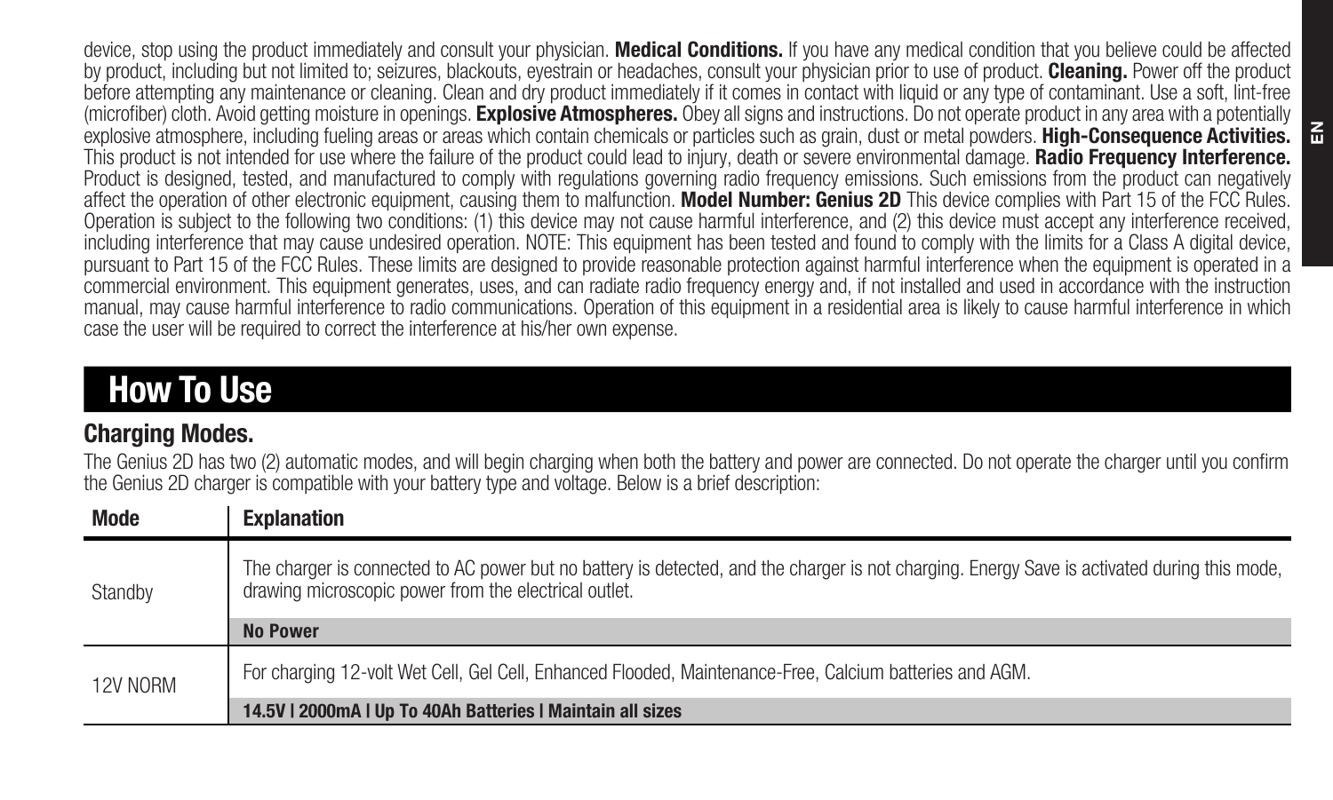device, stop using the product immediately and consult your physician. **Medical Conditions.** If you have any medical condition that you believe could be affected by product, including but not limited to; seizures, blackouts, eyestrain or headaches, consult your physician prior to use of product. **Cleaning.** Power off the product before attempting any maintenance or cleaning. Clean and dry product immediately if it comes in contact with liquid or any type of contaminant. Use a soft, lint-free (microfiber) cloth. Avoid getting moisture in openings. **Explosive Atmospheres.** Obey all signs and instructions. Do not operate product in any area with a potentially explosive atmosphere, including fueling areas or areas which contain chemicals or particles such as grain, dust or metal powders. **High-Consequence Activities.** This product is not intended for use where the failure of the product could lead to injury, death or severe environmental damage. **Radio Frequency Interference.** Product is designed, tested, and manufactured to comply with regulations governing radio frequency emissions. Such emissions from the product can negatively affect the operation of other electronic equipment, causing them to malfunction. **Model Number: Genius 2D** This device complies with Part 15 of the FCC Rules. Operation is subject to the following two conditions: (1) this device may not cause harmful interference, and (2) this device must accept any interference received, including interference that may cause undesired operation. NOTE: This equipment has been tested and found to comply with the limits for a Class A digital device, pursuant to Part 15 of the FCC Rules. These limits are designed to provide reasonable protection against harmful interference when the equipment is operated in a commercial environment. This equipment generates, uses, and can radiate radio frequency energy and, if not installed and used in accordance with the instruction manual, may cause harmful interference to radio communications. Operation of this equipment in a residential area is likely to cause harmful interference in which case the user will be required to correct the interference at his/her own expense.

# How To Use

## Charging Modes.

The Genius 2D has two (2) automatic modes, and will begin charging when both the battery and power are connected. Do not operate the charger until you confirm the Genius 2D charger is compatible with your battery type and voltage. Below is a brief description:

| Mode | Explanation |
|---|---|
| Standby | The charger is connected to AC power but no battery is detected, and the charger is not charging. Energy Save is activated during this mode, drawing microscopic power from the electrical outlet. |
| | **No Power** |
| 12V NORM | For charging 12-volt Wet Cell, Gel Cell, Enhanced Flooded, Maintenance-Free, Calcium batteries and AGM. |
| | **14.5V \| 2000mA \| Up To 40Ah Batteries \| Maintain all sizes** |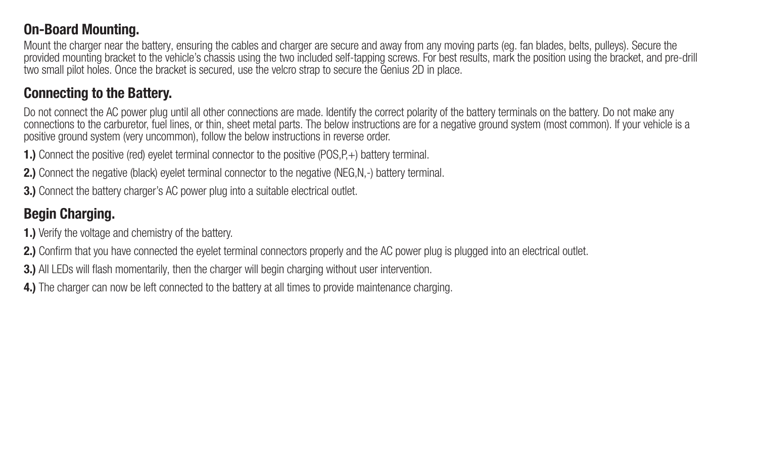## On-Board Mounting.

Mount the charger near the battery, ensuring the cables and charger are secure and away from any moving parts (eg. fan blades, belts, pulleys). Secure the provided mounting bracket to the vehicle's chassis using the two included self-tapping screws. For best results, mark the position using the bracket, and pre-drill two small pilot holes. Once the bracket is secured, use the velcro strap to secure the Genius 2D in place.

## Connecting to the Battery.

Do not connect the AC power plug until all other connections are made. Identify the correct polarity of the battery terminals on the battery. Do not make any connections to the carburetor, fuel lines, or thin, sheet metal parts. The below instructions are for a negative ground system (most common). If your vehicle is a positive ground system (very uncommon), follow the below instructions in reverse order.

**1.)** Connect the positive (red) eyelet terminal connector to the positive (POS,P,+) battery terminal.

**2.)** Connect the negative (black) eyelet terminal connector to the negative (NEG,N,-) battery terminal.

**3.)** Connect the battery charger's AC power plug into a suitable electrical outlet.

## Begin Charging.

**1.)** Verify the voltage and chemistry of the battery.

**2.)** Confirm that you have connected the eyelet terminal connectors properly and the AC power plug is plugged into an electrical outlet.

**3.)** All LEDs will flash momentarily, then the charger will begin charging without user intervention.

**4.)** The charger can now be left connected to the battery at all times to provide maintenance charging.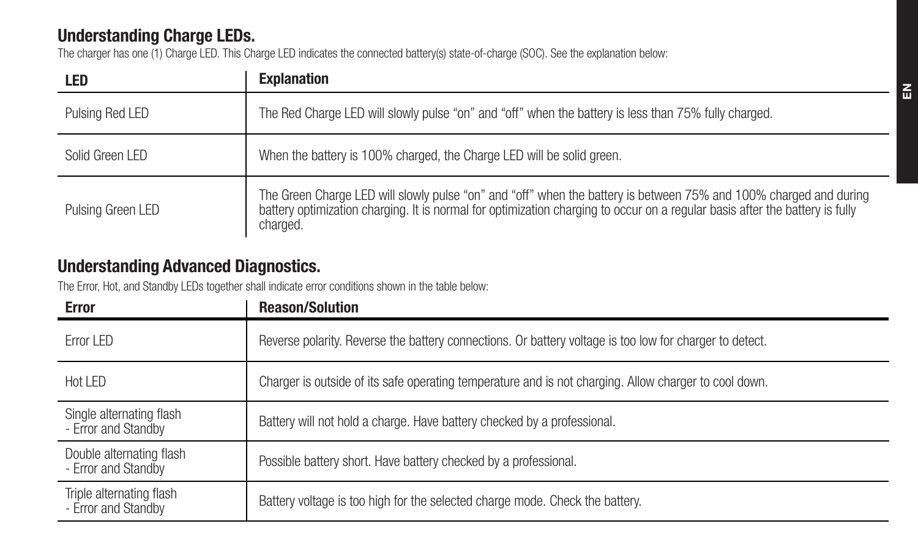## Understanding Charge LEDs.

The charger has one (1) Charge LED. This Charge LED indicates the connected battery(s) state-of-charge (SOC). See the explanation below:

| LED | Explanation |
| --- | --- |
| Pulsing Red LED | The Red Charge LED will slowly pulse "on" and "off" when the battery is less than 75% fully charged. |
| Solid Green LED | When the battery is 100% charged, the Charge LED will be solid green. |
| Pulsing Green LED | The Green Charge LED will slowly pulse "on" and "off" when the battery is between 75% and 100% charged and during battery optimization charging. It is normal for optimization charging to occur on a regular basis after the battery is fully charged. |

## Understanding Advanced Diagnostics.

The Error, Hot, and Standby LEDs together shall indicate error conditions shown in the table below:

| Error | Reason/Solution |
| --- | --- |
| Error LED | Reverse polarity. Reverse the battery connections. Or battery voltage is too low for charger to detect. |
| Hot LED | Charger is outside of its safe operating temperature and is not charging. Allow charger to cool down. |
| Single alternating flash - Error and Standby | Battery will not hold a charge. Have battery checked by a professional. |
| Double alternating flash - Error and Standby | Possible battery short. Have battery checked by a professional. |
| Triple alternating flash - Error and Standby | Battery voltage is too high for the selected charge mode. Check the battery. |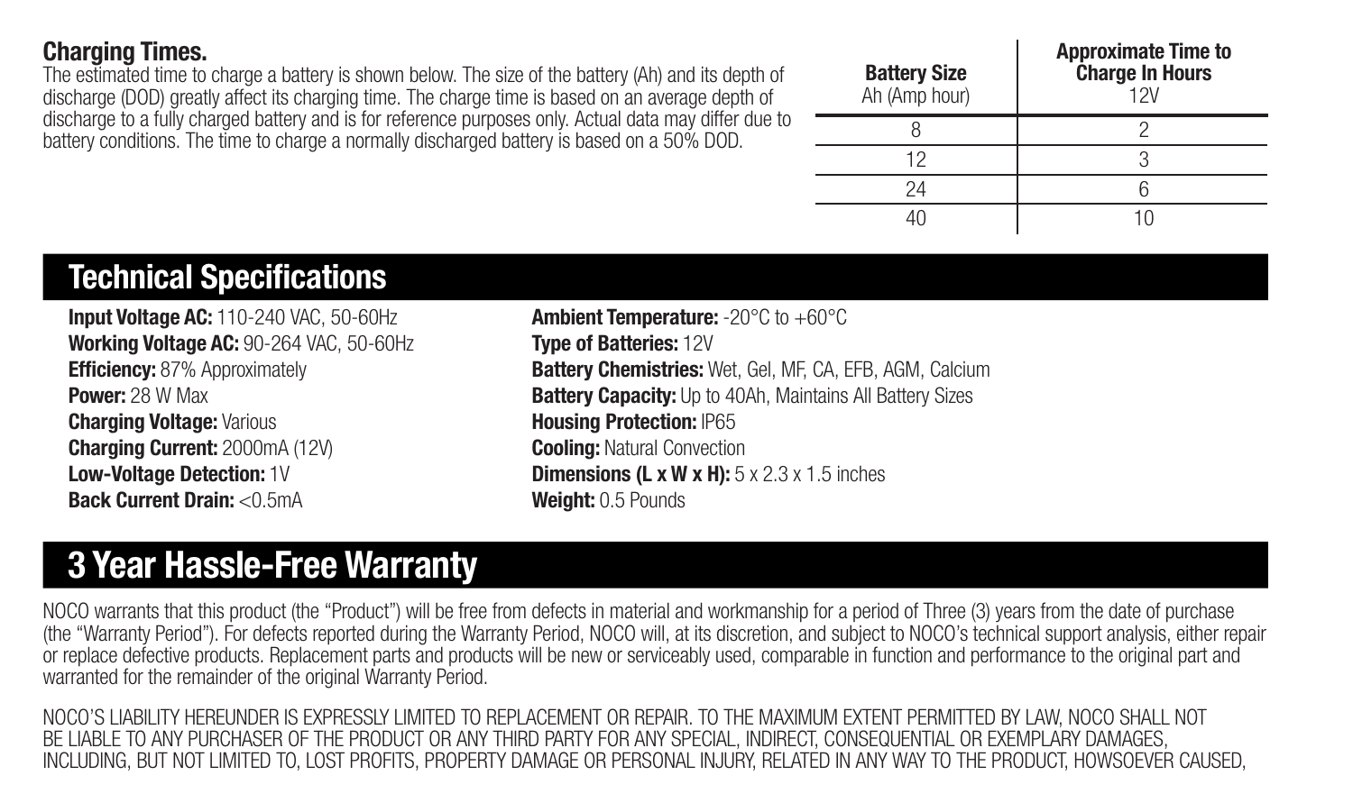### Charging Times.

The estimated time to charge a battery is shown below. The size of the battery (Ah) and its depth of discharge (DOD) greatly affect its charging time. The charge time is based on an average depth of discharge to a fully charged battery and is for reference purposes only. Actual data may differ due to battery conditions. The time to charge a normally discharged battery is based on a 50% DOD.

| **Battery Size** Ah (Amp hour) | **Approximate Time to Charge In Hours** 12V |
|---|---|
| 8 | 2 |
| 12 | 3 |
| 24 | 6 |
| 40 | 10 |

## Technical Specifications

**Input Voltage AC:** 110-240 VAC, 50-60Hz
**Working Voltage AC:** 90-264 VAC, 50-60Hz
**Efficiency:** 87% Approximately
**Power:** 28 W Max
**Charging Voltage:** Various
**Charging Current:** 2000mA (12V)
**Low-Voltage Detection:** 1V
**Back Current Drain:** <0.5mA
**Ambient Temperature:** -20°C to +60°C
**Type of Batteries:** 12V
**Battery Chemistries:** Wet, Gel, MF, CA, EFB, AGM, Calcium
**Battery Capacity:** Up to 40Ah, Maintains All Battery Sizes
**Housing Protection:** IP65
**Cooling:** Natural Convection
**Dimensions (L x W x H):** 5 x 2.3 x 1.5 inches
**Weight:** 0.5 Pounds

## 3 Year Hassle-Free Warranty

NOCO warrants that this product (the "Product") will be free from defects in material and workmanship for a period of Three (3) years from the date of purchase (the "Warranty Period"). For defects reported during the Warranty Period, NOCO will, at its discretion, and subject to NOCO's technical support analysis, either repair or replace defective products. Replacement parts and products will be new or serviceably used, comparable in function and performance to the original part and warranted for the remainder of the original Warranty Period.

NOCO'S LIABILITY HEREUNDER IS EXPRESSLY LIMITED TO REPLACEMENT OR REPAIR. TO THE MAXIMUM EXTENT PERMITTED BY LAW, NOCO SHALL NOT BE LIABLE TO ANY PURCHASER OF THE PRODUCT OR ANY THIRD PARTY FOR ANY SPECIAL, INDIRECT, CONSEQUENTIAL OR EXEMPLARY DAMAGES, INCLUDING, BUT NOT LIMITED TO, LOST PROFITS, PROPERTY DAMAGE OR PERSONAL INJURY, RELATED IN ANY WAY TO THE PRODUCT, HOWSOEVER CAUSED,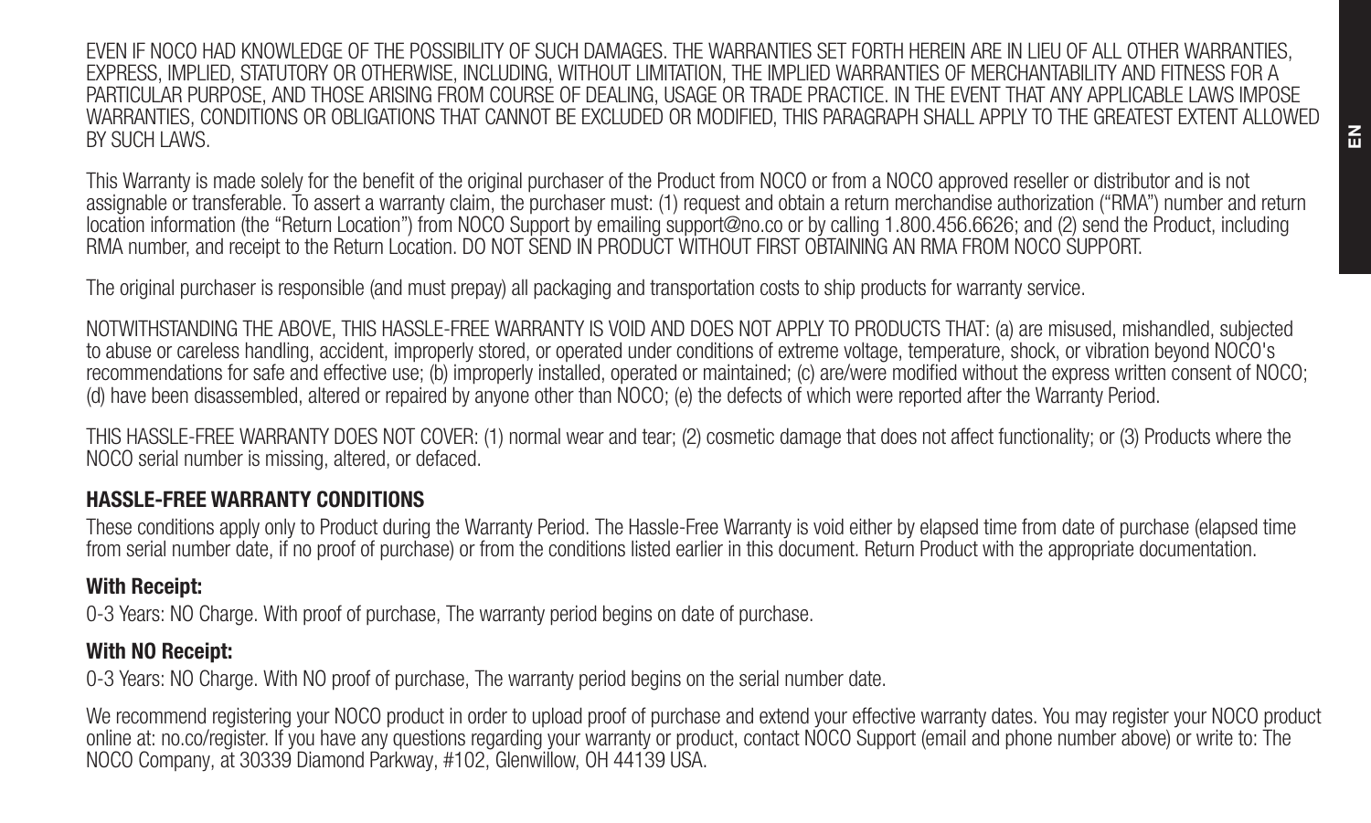EVEN IF NOCO HAD KNOWLEDGE OF THE POSSIBILITY OF SUCH DAMAGES. THE WARRANTIES SET FORTH HEREIN ARE IN LIEU OF ALL OTHER WARRANTIES, EXPRESS, IMPLIED, STATUTORY OR OTHERWISE, INCLUDING, WITHOUT LIMITATION, THE IMPLIED WARRANTIES OF MERCHANTABILITY AND FITNESS FOR A PARTICULAR PURPOSE, AND THOSE ARISING FROM COURSE OF DEALING, USAGE OR TRADE PRACTICE. IN THE EVENT THAT ANY APPLICABLE LAWS IMPOSE WARRANTIES, CONDITIONS OR OBLIGATIONS THAT CANNOT BE EXCLUDED OR MODIFIED, THIS PARAGRAPH SHALL APPLY TO THE GREATEST EXTENT ALLOWED BY SUCH LAWS.

This Warranty is made solely for the benefit of the original purchaser of the Product from NOCO or from a NOCO approved reseller or distributor and is not assignable or transferable. To assert a warranty claim, the purchaser must: (1) request and obtain a return merchandise authorization ("RMA") number and return location information (the "Return Location") from NOCO Support by emailing support@no.co or by calling 1.800.456.6626; and (2) send the Product, including RMA number, and receipt to the Return Location. DO NOT SEND IN PRODUCT WITHOUT FIRST OBTAINING AN RMA FROM NOCO SUPPORT.

The original purchaser is responsible (and must prepay) all packaging and transportation costs to ship products for warranty service.

NOTWITHSTANDING THE ABOVE, THIS HASSLE-FREE WARRANTY IS VOID AND DOES NOT APPLY TO PRODUCTS THAT: (a) are misused, mishandled, subjected to abuse or careless handling, accident, improperly stored, or operated under conditions of extreme voltage, temperature, shock, or vibration beyond NOCO's recommendations for safe and effective use; (b) improperly installed, operated or maintained; (c) are/were modified without the express written consent of NOCO; (d) have been disassembled, altered or repaired by anyone other than NOCO; (e) the defects of which were reported after the Warranty Period.

THIS HASSLE-FREE WARRANTY DOES NOT COVER: (1) normal wear and tear; (2) cosmetic damage that does not affect functionality; or (3) Products where the NOCO serial number is missing, altered, or defaced.

### HASSLE-FREE WARRANTY CONDITIONS

These conditions apply only to Product during the Warranty Period. The Hassle-Free Warranty is void either by elapsed time from date of purchase (elapsed time from serial number date, if no proof of purchase) or from the conditions listed earlier in this document. Return Product with the appropriate documentation.

#### With Receipt:

0-3 Years: NO Charge. With proof of purchase, The warranty period begins on date of purchase.

#### With NO Receipt:

0-3 Years: NO Charge. With NO proof of purchase, The warranty period begins on the serial number date.

We recommend registering your NOCO product in order to upload proof of purchase and extend your effective warranty dates. You may register your NOCO product online at: no.co/register. If you have any questions regarding your warranty or product, contact NOCO Support (email and phone number above) or write to: The NOCO Company, at 30339 Diamond Parkway, #102, Glenwillow, OH 44139 USA.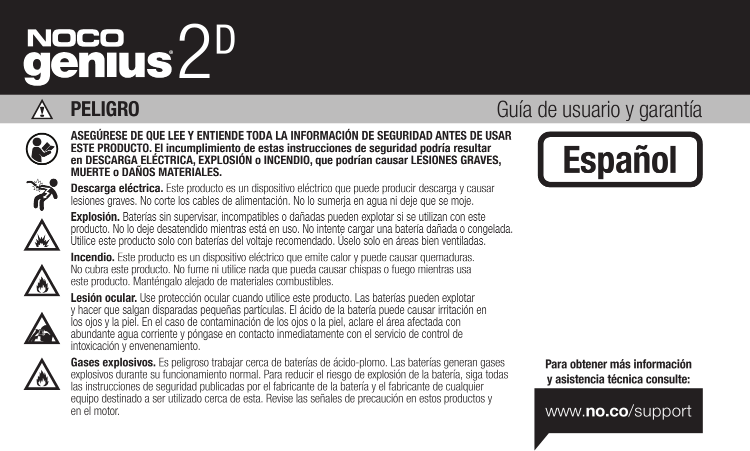# NOCO genius 2D

## PELIGRO

Guía de usuario y garantía

**Español**

**ASEGÚRESE DE QUE LEE Y ENTIENDE TODA LA INFORMACIÓN DE SEGURIDAD ANTES DE USAR ESTE PRODUCTO. El incumplimiento de estas instrucciones de seguridad podría resultar en DESCARGA ELÉCTRICA, EXPLOSIÓN o INCENDIO, que podrían causar LESIONES GRAVES, MUERTE o DAÑOS MATERIALES.**

**Descarga eléctrica.** Este producto es un dispositivo eléctrico que puede producir descarga y causar lesiones graves. No corte los cables de alimentación. No lo sumerja en agua ni deje que se moje.

**Explosión.** Baterías sin supervisar, incompatibles o dañadas pueden explotar si se utilizan con este producto. No lo deje desatendido mientras está en uso. No intente cargar una batería dañada o congelada. Utilice este producto solo con baterías del voltaje recomendado. Úselo solo en áreas bien ventiladas.

**Incendio.** Este producto es un dispositivo eléctrico que emite calor y puede causar quemaduras. No cubra este producto. No fume ni utilice nada que pueda causar chispas o fuego mientras usa este producto. Manténgalo alejado de materiales combustibles.

**Lesión ocular.** Use protección ocular cuando utilice este producto. Las baterías pueden explotar y hacer que salgan disparadas pequeñas partículas. El ácido de la batería puede causar irritación en los ojos y la piel. En el caso de contaminación de los ojos o la piel, aclare el área afectada con abundante agua corriente y póngase en contacto inmediatamente con el servicio de control de intoxicación y envenenamiento.

**Gases explosivos.** Es peligroso trabajar cerca de baterías de ácido-plomo. Las baterías generan gases explosivos durante su funcionamiento normal. Para reducir el riesgo de explosión de la batería, siga todas las instrucciones de seguridad publicadas por el fabricante de la batería y el fabricante de cualquier equipo destinado a ser utilizado cerca de esta. Revise las señales de precaución en estos productos y en el motor.

**Para obtener más información y asistencia técnica consulte:**

www.**no.co**/support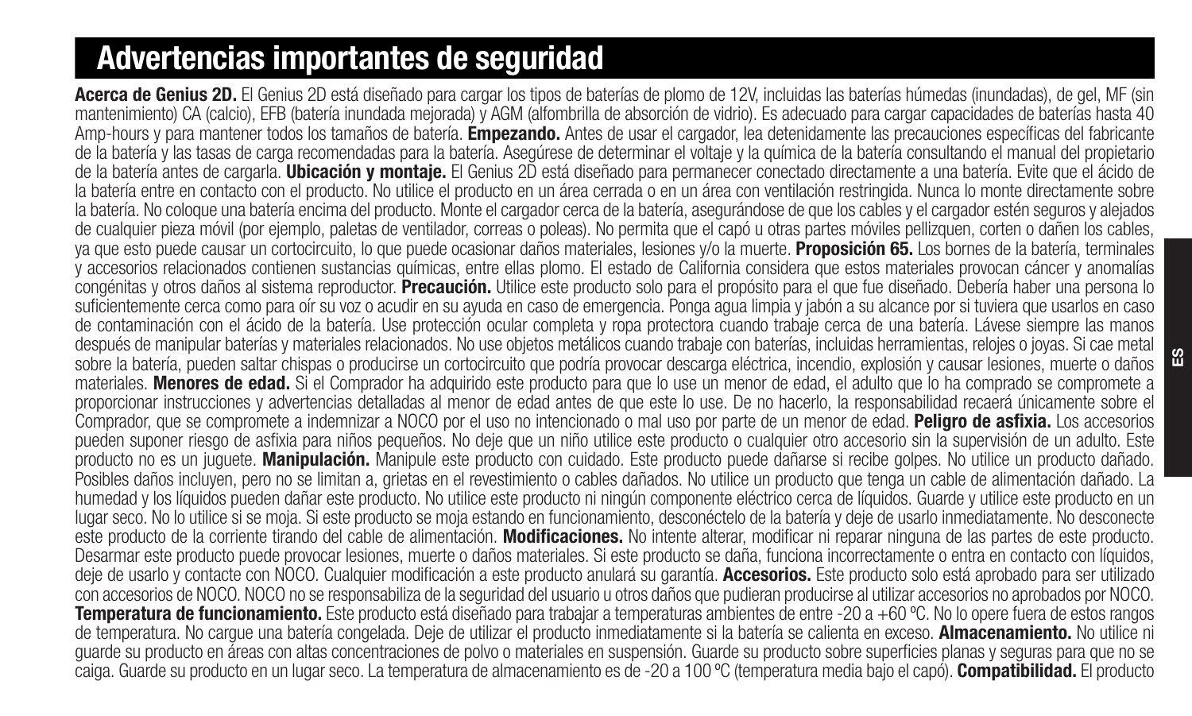# Advertencias importantes de seguridad

**Acerca de Genius 2D.** El Genius 2D está diseñado para cargar los tipos de baterías de plomo de 12V, incluidas las baterías húmedas (inundadas), de gel, MF (sin mantenimiento) CA (calcio), EFB (batería inundada mejorada) y AGM (alfombrilla de absorción de vidrio). Es adecuado para cargar capacidades de baterías hasta 40 Amp-hours y para mantener todos los tamaños de batería. **Empezando.** Antes de usar el cargador, lea detenidamente las precauciones específicas del fabricante de la batería y las tasas de carga recomendadas para la batería. Asegúrese de determinar el voltaje y la química de la batería consultando el manual del propietario de la batería antes de cargarla. **Ubicación y montaje.** El Genius 2D está diseñado para permanecer conectado directamente a una batería. Evite que el ácido de la batería entre en contacto con el producto. No utilice el producto en un área cerrada o en un área con ventilación restringida. Nunca lo monte directamente sobre la batería. No coloque una batería encima del producto. Monte el cargador cerca de la batería, asegurándose de que los cables y el cargador estén seguros y alejados de cualquier pieza móvil (por ejemplo, paletas de ventilador, correas o poleas). No permita que el capó u otras partes móviles pellizquen, corten o dañen los cables, ya que esto puede causar un cortocircuito, lo que puede ocasionar daños materiales, lesiones y/o la muerte. **Proposición 65.** Los bornes de la batería, terminales y accesorios relacionados contienen sustancias químicas, entre ellas plomo. El estado de California considera que estos materiales provocan cáncer y anomalías congénitas y otros daños al sistema reproductor. **Precaución.** Utilice este producto solo para el propósito para el que fue diseñado. Debería haber una persona lo suficientemente cerca como para oír su voz o acudir en su ayuda en caso de emergencia. Ponga agua limpia y jabón a su alcance por si tuviera que usarlos en caso de contaminación con el ácido de la batería. Use protección ocular completa y ropa protectora cuando trabaje cerca de una batería. Lávese siempre las manos después de manipular baterías y materiales relacionados. No use objetos metálicos cuando trabaje con baterías, incluidas herramientas, relojes o joyas. Si cae metal sobre la batería, pueden saltar chispas o producirse un cortocircuito que podría provocar descarga eléctrica, incendio, explosión y causar lesiones, muerte o daños materiales. **Menores de edad.** Si el Comprador ha adquirido este producto para que lo use un menor de edad, el adulto que lo ha comprado se compromete a proporcionar instrucciones y advertencias detalladas al menor de edad antes de que este lo use. De no hacerlo, la responsabilidad recaerá únicamente sobre el Comprador, que se compromete a indemnizar a NOCO por el uso no intencionado o mal uso por parte de un menor de edad. **Peligro de asfixia.** Los accesorios pueden suponer riesgo de asfixia para niños pequeños. No deje que un niño utilice este producto o cualquier otro accesorio sin la supervisión de un adulto. Este producto no es un juguete. **Manipulación.** Manipule este producto con cuidado. Este producto puede dañarse si recibe golpes. No utilice un producto dañado. Posibles daños incluyen, pero no se limitan a, grietas en el revestimiento o cables dañados. No utilice un producto que tenga un cable de alimentación dañado. La humedad y los líquidos pueden dañar este producto. No utilice este producto ni ningún componente eléctrico cerca de líquidos. Guarde y utilice este producto en un lugar seco. No lo utilice si se moja. Si este producto se moja estando en funcionamiento, desconéctelo de la batería y deje de usarlo inmediatamente. No desconecte este producto de la corriente tirando del cable de alimentación. **Modificaciones.** No intente alterar, modificar ni reparar ninguna de las partes de este producto. Desarmar este producto puede provocar lesiones, muerte o daños materiales. Si este producto se daña, funciona incorrectamente o entra en contacto con líquidos, deje de usarlo y contacte con NOCO. Cualquier modificación a este producto anulará su garantía. **Accesorios.** Este producto solo está aprobado para ser utilizado con accesorios de NOCO. NOCO no se responsabiliza de la seguridad del usuario u otros daños que pudieran producirse al utilizar accesorios no aprobados por NOCO. **Temperatura de funcionamiento.** Este producto está diseñado para trabajar a temperaturas ambientes de entre -20 a +60 ºC. No lo opere fuera de estos rangos de temperatura. No cargue una batería congelada. Deje de utilizar el producto inmediatamente si la batería se calienta en exceso. **Almacenamiento.** No utilice ni guarde su producto en áreas con altas concentraciones de polvo o materiales en suspensión. Guarde su producto sobre superficies planas y seguras para que no se caiga. Guarde su producto en un lugar seco. La temperatura de almacenamiento es de -20 a 100 ºC (temperatura media bajo el capó). **Compatibilidad.** El producto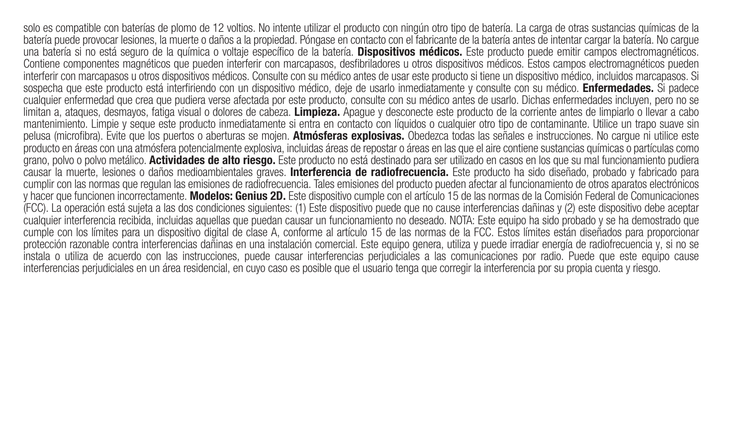solo es compatible con baterías de plomo de 12 voltios. No intente utilizar el producto con ningún otro tipo de batería. La carga de otras sustancias químicas de la batería puede provocar lesiones, la muerte o daños a la propiedad. Póngase en contacto con el fabricante de la batería antes de intentar cargar la batería. No cargue una batería si no está seguro de la química o voltaje específico de la batería. **Dispositivos médicos.** Este producto puede emitir campos electromagnéticos. Contiene componentes magnéticos que pueden interferir con marcapasos, desfibriladores u otros dispositivos médicos. Estos campos electromagnéticos pueden interferir con marcapasos u otros dispositivos médicos. Consulte con su médico antes de usar este producto si tiene un dispositivo médico, incluidos marcapasos. Si sospecha que este producto está interfiriendo con un dispositivo médico, deje de usarlo inmediatamente y consulte con su médico. **Enfermedades.** Si padece cualquier enfermedad que crea que pudiera verse afectada por este producto, consulte con su médico antes de usarlo. Dichas enfermedades incluyen, pero no se limitan a, ataques, desmayos, fatiga visual o dolores de cabeza. **Limpieza.** Apague y desconecte este producto de la corriente antes de limpiarlo o llevar a cabo mantenimiento. Limpie y seque este producto inmediatamente si entra en contacto con líquidos o cualquier otro tipo de contaminante. Utilice un trapo suave sin pelusa (microfibra). Evite que los puertos o aberturas se mojen. **Atmósferas explosivas.** Obedezca todas las señales e instrucciones. No cargue ni utilice este producto en áreas con una atmósfera potencialmente explosiva, incluidas áreas de repostar o áreas en las que el aire contiene sustancias químicas o partículas como grano, polvo o polvo metálico. **Actividades de alto riesgo.** Este producto no está destinado para ser utilizado en casos en los que su mal funcionamiento pudiera causar la muerte, lesiones o daños medioambientales graves. **Interferencia de radiofrecuencia.** Este producto ha sido diseñado, probado y fabricado para cumplir con las normas que regulan las emisiones de radiofrecuencia. Tales emisiones del producto pueden afectar al funcionamiento de otros aparatos electrónicos y hacer que funcionen incorrectamente. **Modelos: Genius 2D.** Este dispositivo cumple con el artículo 15 de las normas de la Comisión Federal de Comunicaciones (FCC). La operación está sujeta a las dos condiciones siguientes: (1) Este dispositivo puede que no cause interferencias dañinas y (2) este dispositivo debe aceptar cualquier interferencia recibida, incluidas aquellas que puedan causar un funcionamiento no deseado. NOTA: Este equipo ha sido probado y se ha demostrado que cumple con los límites para un dispositivo digital de clase A, conforme al artículo 15 de las normas de la FCC. Estos límites están diseñados para proporcionar protección razonable contra interferencias dañinas en una instalación comercial. Este equipo genera, utiliza y puede irradiar energía de radiofrecuencia y, si no se instala o utiliza de acuerdo con las instrucciones, puede causar interferencias perjudiciales a las comunicaciones por radio. Puede que este equipo cause interferencias perjudiciales en un área residencial, en cuyo caso es posible que el usuario tenga que corregir la interferencia por su propia cuenta y riesgo.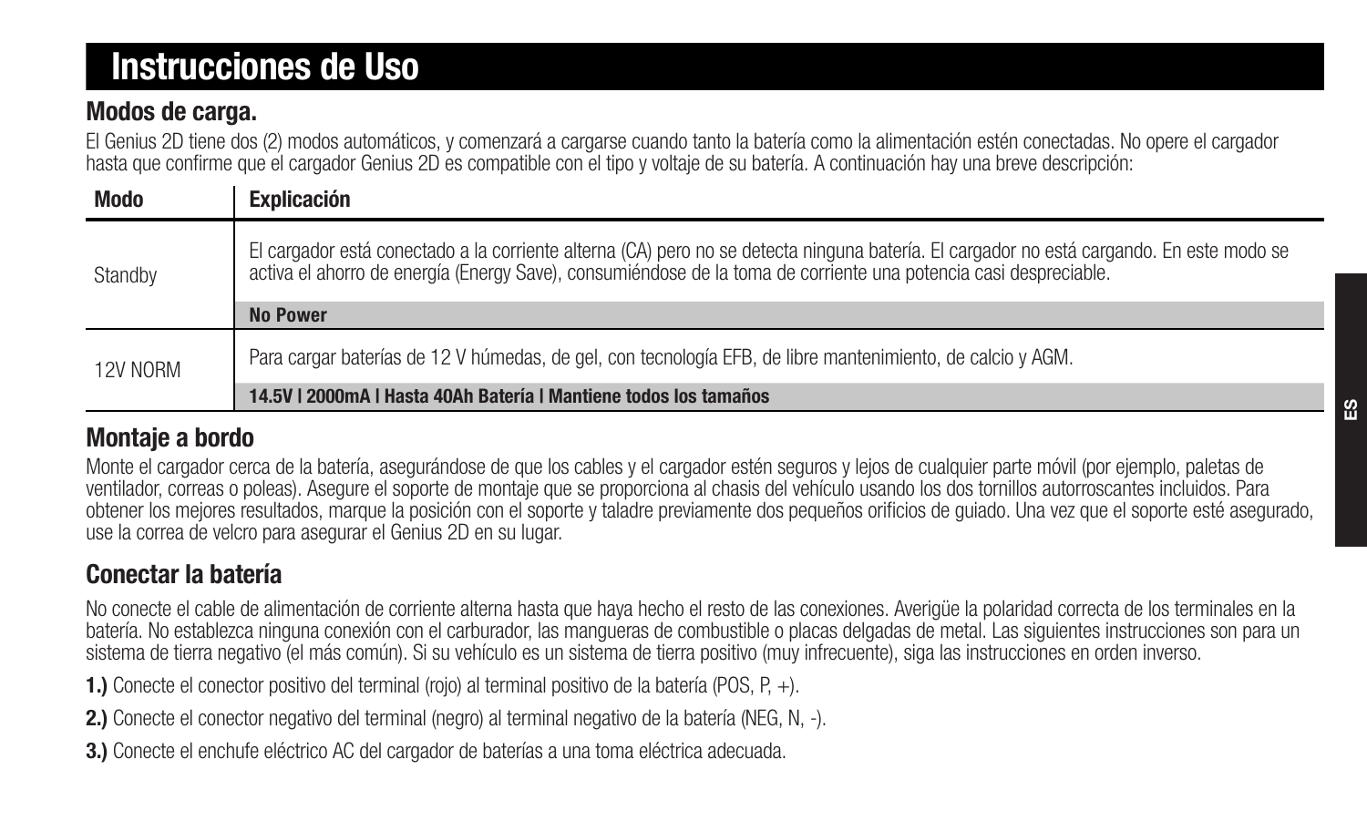# Instrucciones de Uso

## Modos de carga.

El Genius 2D tiene dos (2) modos automáticos, y comenzará a cargarse cuando tanto la batería como la alimentación estén conectadas. No opere el cargador hasta que confirme que el cargador Genius 2D es compatible con el tipo y voltaje de su batería. A continuación hay una breve descripción:

| Modo | Explicación |
| --- | --- |
| Standby | El cargador está conectado a la corriente alterna (CA) pero no se detecta ninguna batería. El cargador no está cargando. En este modo se activa el ahorro de energía (Energy Save), consumiéndose de la toma de corriente una potencia casi despreciable. |
| | **No Power** |
| 12V NORM | Para cargar baterías de 12 V húmedas, de gel, con tecnología EFB, de libre mantenimiento, de calcio y AGM. |
| | **14.5V \| 2000mA \| Hasta 40Ah Batería \| Mantiene todos los tamaños** |

## Montaje a bordo

Monte el cargador cerca de la batería, asegurándose de que los cables y el cargador estén seguros y lejos de cualquier parte móvil (por ejemplo, paletas de ventilador, correas o poleas). Asegure el soporte de montaje que se proporciona al chasis del vehículo usando los dos tornillos autorroscantes incluidos. Para obtener los mejores resultados, marque la posición con el soporte y taladre previamente dos pequeños orificios de guiado. Una vez que el soporte esté asegurado, use la correa de velcro para asegurar el Genius 2D en su lugar.

## Conectar la batería

No conecte el cable de alimentación de corriente alterna hasta que haya hecho el resto de las conexiones. Averigüe la polaridad correcta de los terminales en la batería. No establezca ninguna conexión con el carburador, las mangueras de combustible o placas delgadas de metal. Las siguientes instrucciones son para un sistema de tierra negativo (el más común). Si su vehículo es un sistema de tierra positivo (muy infrecuente), siga las instrucciones en orden inverso.

**1.)** Conecte el conector positivo del terminal (rojo) al terminal positivo de la batería (POS, P, +).

**2.)** Conecte el conector negativo del terminal (negro) al terminal negativo de la batería (NEG, N, -).

**3.)** Conecte el enchufe eléctrico AC del cargador de baterías a una toma eléctrica adecuada.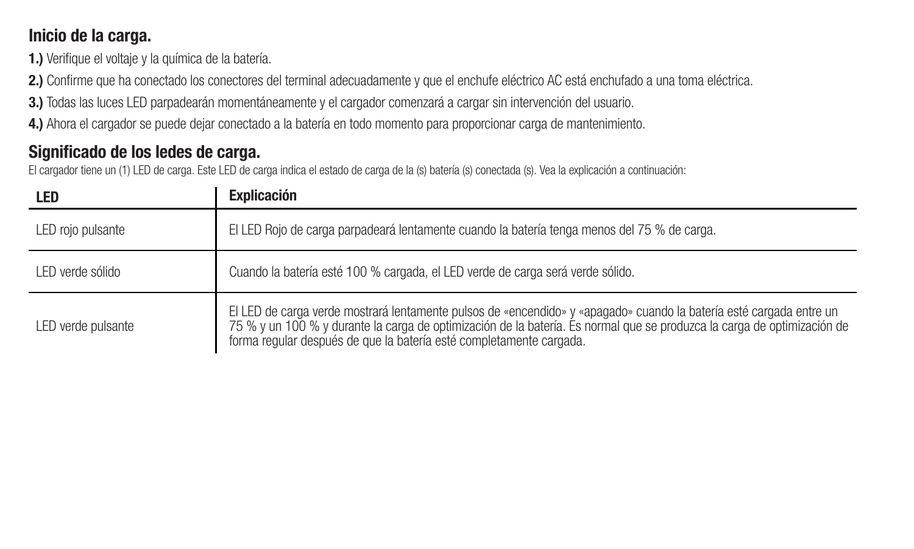## Inicio de la carga.

**1.)** Verifique el voltaje y la química de la batería.

**2.)** Confirme que ha conectado los conectores del terminal adecuadamente y que el enchufe eléctrico AC está enchufado a una toma eléctrica.

**3.)** Todas las luces LED parpadearán momentáneamente y el cargador comenzará a cargar sin intervención del usuario.

**4.)** Ahora el cargador se puede dejar conectado a la batería en todo momento para proporcionar carga de mantenimiento.

## Significado de los ledes de carga.

El cargador tiene un (1) LED de carga. Este LED de carga indica el estado de carga de la (s) batería (s) conectada (s). Vea la explicación a continuación:

| LED | Explicación |
| --- | --- |
| LED rojo pulsante | El LED Rojo de carga parpadeará lentamente cuando la batería tenga menos del 75 % de carga. |
| LED verde sólido | Cuando la batería esté 100 % cargada, el LED verde de carga será verde sólido. |
| LED verde pulsante | El LED de carga verde mostrará lentamente pulsos de «encendido» y «apagado» cuando la batería esté cargada entre un 75 % y un 100 % y durante la carga de optimización de la batería. Es normal que se produzca la carga de optimización de forma regular después de que la batería esté completamente cargada. |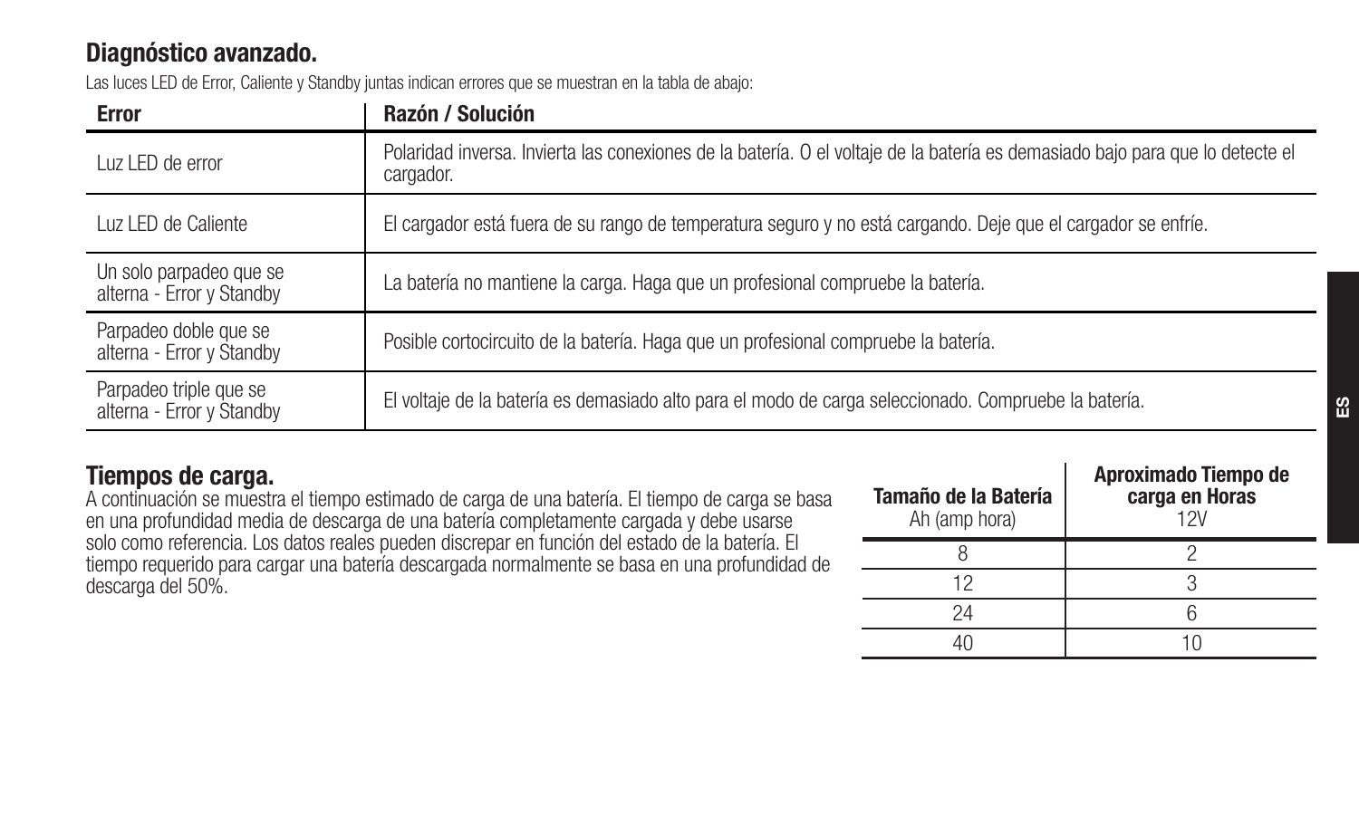## Diagnóstico avanzado.

Las luces LED de Error, Caliente y Standby juntas indican errores que se muestran en la tabla de abajo:

| Error | Razón / Solución |
|---|---|
| Luz LED de error | Polaridad inversa. Invierta las conexiones de la batería. O el voltaje de la batería es demasiado bajo para que lo detecte el cargador. |
| Luz LED de Caliente | El cargador está fuera de su rango de temperatura seguro y no está cargando. Deje que el cargador se enfríe. |
| Un solo parpadeo que se alterna - Error y Standby | La batería no mantiene la carga. Haga que un profesional compruebe la batería. |
| Parpadeo doble que se alterna - Error y Standby | Posible cortocircuito de la batería. Haga que un profesional compruebe la batería. |
| Parpadeo triple que se alterna - Error y Standby | El voltaje de la batería es demasiado alto para el modo de carga seleccionado. Compruebe la batería. |

## Tiempos de carga.

A continuación se muestra el tiempo estimado de carga de una batería. El tiempo de carga se basa en una profundidad media de descarga de una batería completamente cargada y debe usarse solo como referencia. Los datos reales pueden discrepar en función del estado de la batería. El tiempo requerido para cargar una batería descargada normalmente se basa en una profundidad de descarga del 50%.

| **Tamaño de la Batería** Ah (amp hora) | **Aproximado Tiempo de carga en Horas** 12V |
|---|---|
| 8 | 2 |
| 12 | 3 |
| 24 | 6 |
| 40 | 10 |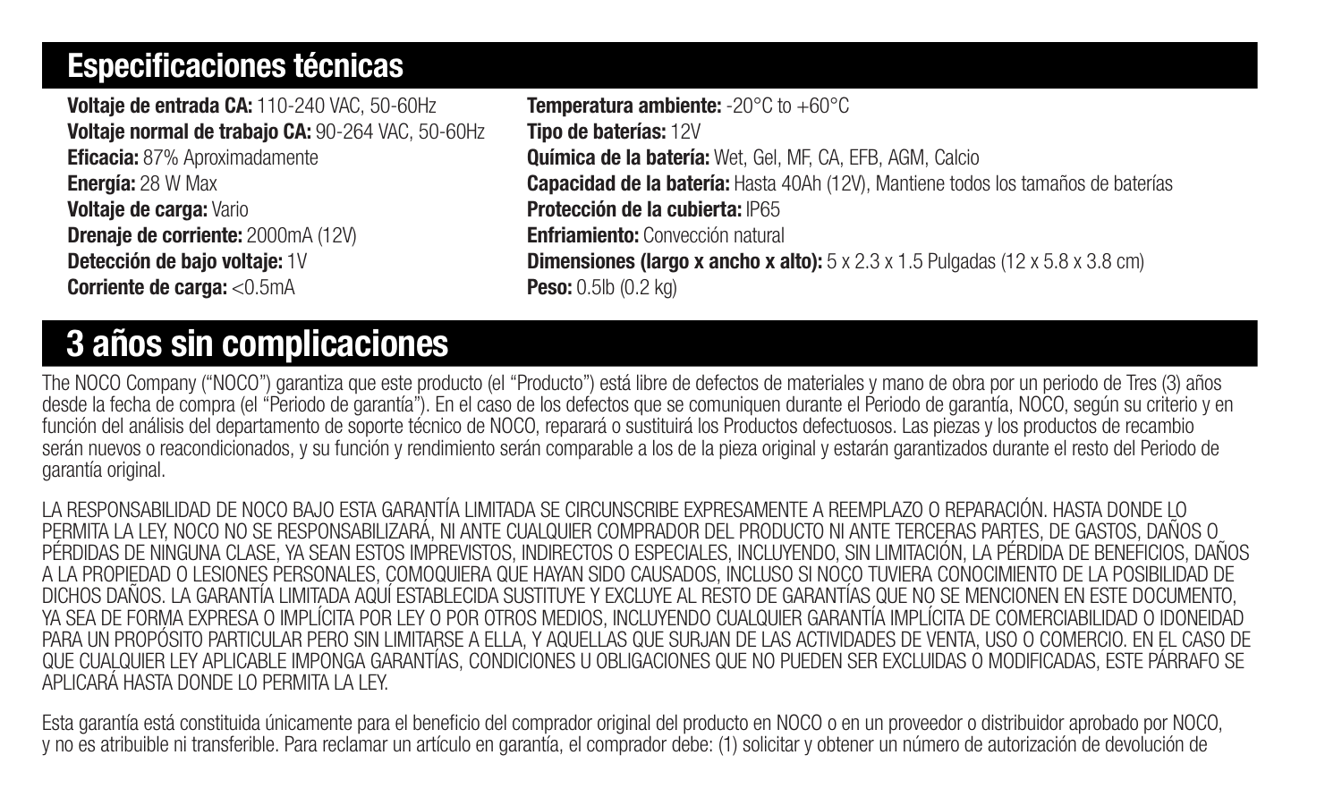## Especificaciones técnicas

**Voltaje de entrada CA:** 110-240 VAC, 50-60Hz
**Voltaje normal de trabajo CA:** 90-264 VAC, 50-60Hz
**Eficacia:** 87% Aproximadamente
**Energía:** 28 W Max
**Voltaje de carga:** Vario
**Drenaje de corriente:** 2000mA (12V)
**Detección de bajo voltaje:** 1V
**Corriente de carga:** <0.5mA

**Temperatura ambiente:** -20°C to +60°C
**Tipo de baterías:** 12V
**Química de la batería:** Wet, Gel, MF, CA, EFB, AGM, Calcio
**Capacidad de la batería:** Hasta 40Ah (12V), Mantiene todos los tamaños de baterías
**Protección de la cubierta:** IP65
**Enfriamiento:** Convección natural
**Dimensiones (largo x ancho x alto):** 5 x 2.3 x 1.5 Pulgadas (12 x 5.8 x 3.8 cm)
**Peso:** 0.5lb (0.2 kg)

## 3 años sin complicaciones

The NOCO Company ("NOCO") garantiza que este producto (el "Producto") está libre de defectos de materiales y mano de obra por un periodo de Tres (3) años desde la fecha de compra (el "Periodo de garantía"). En el caso de los defectos que se comuniquen durante el Periodo de garantía, NOCO, según su criterio y en función del análisis del departamento de soporte técnico de NOCO, reparará o sustituirá los Productos defectuosos. Las piezas y los productos de recambio serán nuevos o reacondicionados, y su función y rendimiento serán comparable a los de la pieza original y estarán garantizados durante el resto del Periodo de garantía original.

LA RESPONSABILIDAD DE NOCO BAJO ESTA GARANTÍA LIMITADA SE CIRCUNSCRIBE EXPRESAMENTE A REEMPLAZO O REPARACIÓN. HASTA DONDE LO PERMITA LA LEY, NOCO NO SE RESPONSABILIZARÁ, NI ANTE CUALQUIER COMPRADOR DEL PRODUCTO NI ANTE TERCERAS PARTES, DE GASTOS, DAÑOS O PÉRDIDAS DE NINGUNA CLASE, YA SEAN ESTOS IMPREVISTOS, INDIRECTOS O ESPECIALES, INCLUYENDO, SIN LIMITACIÓN, LA PÉRDIDA DE BENEFICIOS, DAÑOS A LA PROPIEDAD O LESIONES PERSONALES, COMOQUIERA QUE HAYAN SIDO CAUSADOS, INCLUSO SI NOCO TUVIERA CONOCIMIENTO DE LA POSIBILIDAD DE DICHOS DAÑOS. LA GARANTÍA LIMITADA AQUÍ ESTABLECIDA SUSTITUYE Y EXCLUYE AL RESTO DE GARANTÍAS QUE NO SE MENCIONEN EN ESTE DOCUMENTO, YA SEA DE FORMA EXPRESA O IMPLÍCITA POR LEY O POR OTROS MEDIOS, INCLUYENDO CUALQUIER GARANTÍA IMPLÍCITA DE COMERCIABILIDAD O IDONEIDAD PARA UN PROPÓSITO PARTICULAR PERO SIN LIMITARSE A ELLA, Y AQUELLAS QUE SURJAN DE LAS ACTIVIDADES DE VENTA, USO O COMERCIO. EN EL CASO DE QUE CUALQUIER LEY APLICABLE IMPONGA GARANTÍAS, CONDICIONES U OBLIGACIONES QUE NO PUEDEN SER EXCLUIDAS O MODIFICADAS, ESTE PÁRRAFO SE APLICARÁ HASTA DONDE LO PERMITA LA LEY.

Esta garantía está constituida únicamente para el beneficio del comprador original del producto en NOCO o en un proveedor o distribuidor aprobado por NOCO, y no es atribuible ni transferible. Para reclamar un artículo en garantía, el comprador debe: (1) solicitar y obtener un número de autorización de devolución de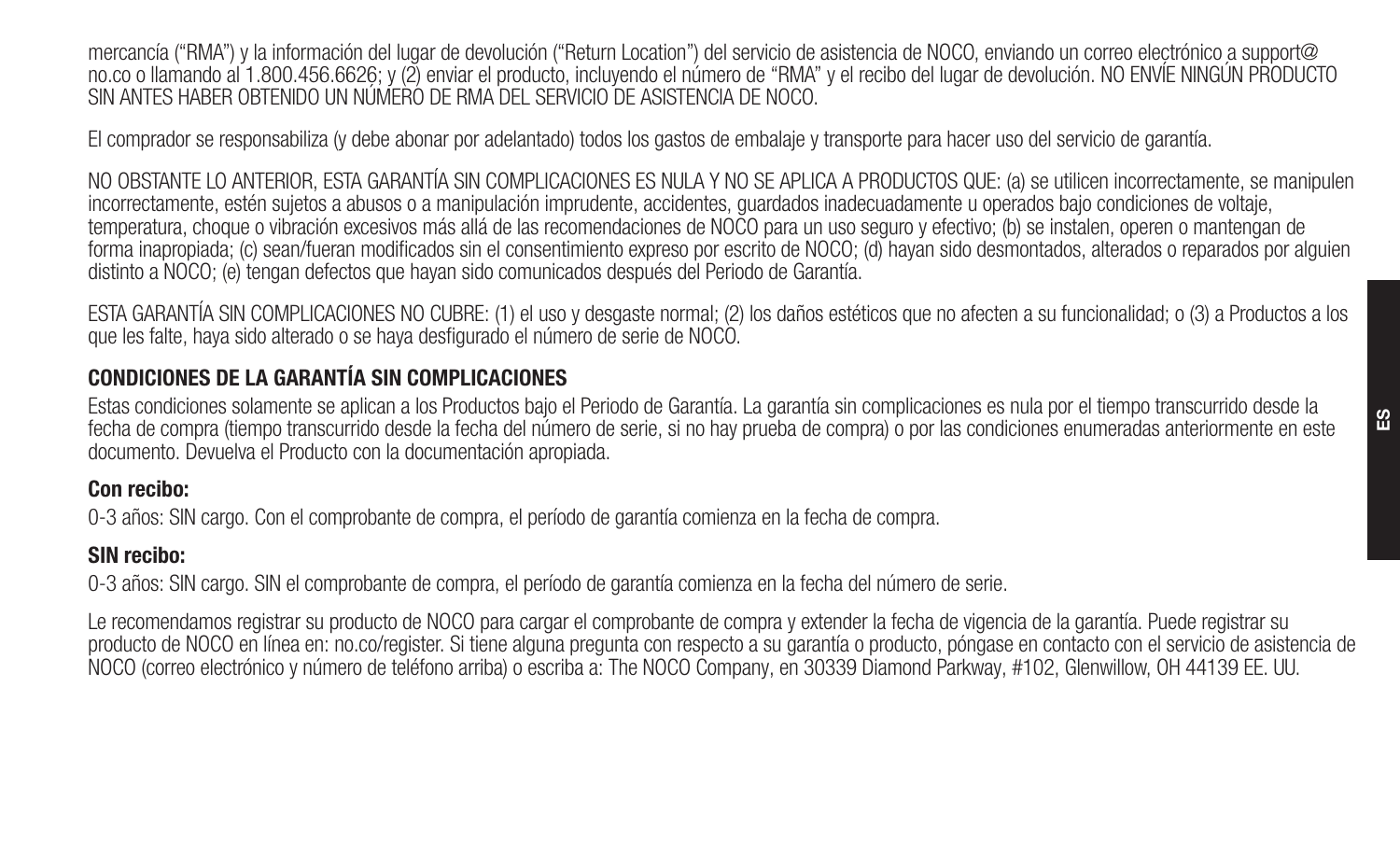mercancía ("RMA") y la información del lugar de devolución ("Return Location") del servicio de asistencia de NOCO, enviando un correo electrónico a support@ no.co o llamando al 1.800.456.6626; y (2) enviar el producto, incluyendo el número de "RMA" y el recibo del lugar de devolución. NO ENVÍE NINGÚN PRODUCTO SIN ANTES HABER OBTENIDO UN NÚMERO DE RMA DEL SERVICIO DE ASISTENCIA DE NOCO.

El comprador se responsabiliza (y debe abonar por adelantado) todos los gastos de embalaje y transporte para hacer uso del servicio de garantía.

NO OBSTANTE LO ANTERIOR, ESTA GARANTÍA SIN COMPLICACIONES ES NULA Y NO SE APLICA A PRODUCTOS QUE: (a) se utilicen incorrectamente, se manipulen incorrectamente, estén sujetos a abusos o a manipulación imprudente, accidentes, guardados inadecuadamente u operados bajo condiciones de voltaje, temperatura, choque o vibración excesivos más allá de las recomendaciones de NOCO para un uso seguro y efectivo; (b) se instalen, operen o mantengan de forma inapropiada; (c) sean/fueran modificados sin el consentimiento expreso por escrito de NOCO; (d) hayan sido desmontados, alterados o reparados por alguien distinto a NOCO; (e) tengan defectos que hayan sido comunicados después del Periodo de Garantía.

ESTA GARANTÍA SIN COMPLICACIONES NO CUBRE: (1) el uso y desgaste normal; (2) los daños estéticos que no afecten a su funcionalidad; o (3) a Productos a los que les falte, haya sido alterado o se haya desfigurado el número de serie de NOCO.

## CONDICIONES DE LA GARANTÍA SIN COMPLICACIONES

Estas condiciones solamente se aplican a los Productos bajo el Periodo de Garantía. La garantía sin complicaciones es nula por el tiempo transcurrido desde la fecha de compra (tiempo transcurrido desde la fecha del número de serie, si no hay prueba de compra) o por las condiciones enumeradas anteriormente en este documento. Devuelva el Producto con la documentación apropiada.

### Con recibo:

0-3 años: SIN cargo. Con el comprobante de compra, el período de garantía comienza en la fecha de compra.

### SIN recibo:

0-3 años: SIN cargo. SIN el comprobante de compra, el período de garantía comienza en la fecha del número de serie.

Le recomendamos registrar su producto de NOCO para cargar el comprobante de compra y extender la fecha de vigencia de la garantía. Puede registrar su producto de NOCO en línea en: no.co/register. Si tiene alguna pregunta con respecto a su garantía o producto, póngase en contacto con el servicio de asistencia de NOCO (correo electrónico y número de teléfono arriba) o escriba a: The NOCO Company, en 30339 Diamond Parkway, #102, Glenwillow, OH 44139 EE. UU.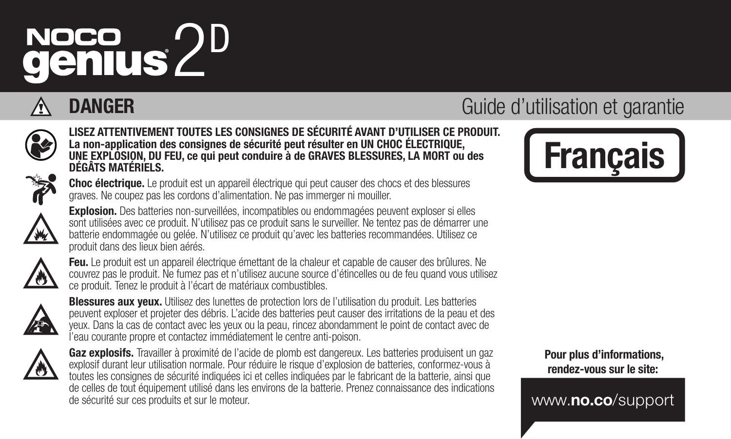# NOCO genius 2D

## DANGER

Guide d'utilisation et garantie

**Français**

**LISEZ ATTENTIVEMENT TOUTES LES CONSIGNES DE SÉCURITÉ AVANT D'UTILISER CE PRODUIT. La non-application des consignes de sécurité peut résulter en UN CHOC ÉLECTRIQUE, UNE EXPLOSION, DU FEU, ce qui peut conduire à de GRAVES BLESSURES, LA MORT ou des DÉGÂTS MATÉRIELS.**

**Choc électrique.** Le produit est un appareil électrique qui peut causer des chocs et des blessures graves. Ne coupez pas les cordons d'alimentation. Ne pas immerger ni mouiller.

**Explosion.** Des batteries non-surveillées, incompatibles ou endommagées peuvent exploser si elles sont utilisées avec ce produit. N'utilisez pas ce produit sans le surveiller. Ne tentez pas de démarrer une batterie endommagée ou gelée. N'utilisez ce produit qu'avec les batteries recommandées. Utilisez ce produit dans des lieux bien aérés.

**Feu.** Le produit est un appareil électrique émettant de la chaleur et capable de causer des brûlures. Ne couvrez pas le produit. Ne fumez pas et n'utilisez aucune source d'étincelles ou de feu quand vous utilisez ce produit. Tenez le produit à l'écart de matériaux combustibles.

**Blessures aux yeux.** Utilisez des lunettes de protection lors de l'utilisation du produit. Les batteries peuvent exploser et projeter des débris. L'acide des batteries peut causer des irritations de la peau et des yeux. Dans la cas de contact avec les yeux ou la peau, rincez abondamment le point de contact avec de l'eau courante propre et contactez immédiatement le centre anti-poison.

**Gaz explosifs.** Travailler à proximité de l'acide de plomb est dangereux. Les batteries produisent un gaz explosif durant leur utilisation normale. Pour réduire le risque d'explosion de batteries, conformez-vous à toutes les consignes de sécurité indiquées ici et celles indiquées par le fabricant de la batterie, ainsi que de celles de tout équipement utilisé dans les environs de la batterie. Prenez connaissance des indications de sécurité sur ces produits et sur le moteur.

**Pour plus d'informations, rendez-vous sur le site:**

www.**no.co**/support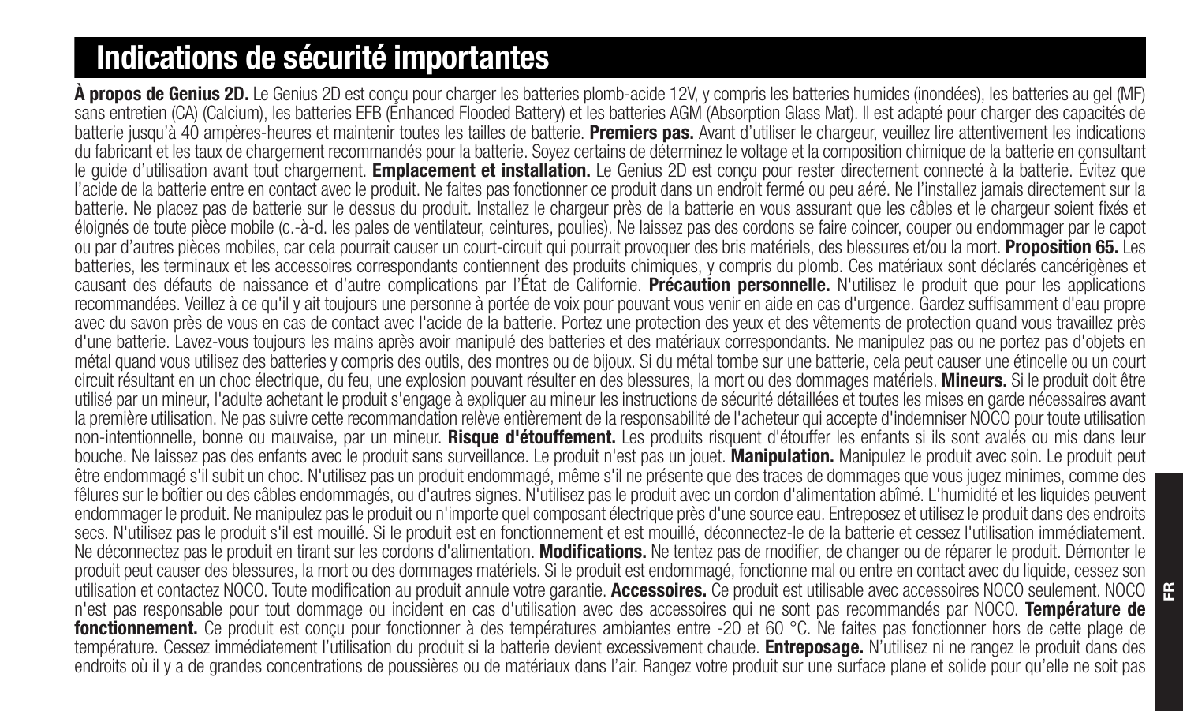# Indications de sécurité importantes

**À propos de Genius 2D.** Le Genius 2D est conçu pour charger les batteries plomb-acide 12V, y compris les batteries humides (inondées), les batteries au gel (MF) sans entretien (CA) (Calcium), les batteries EFB (Enhanced Flooded Battery) et les batteries AGM (Absorption Glass Mat). Il est adapté pour charger des capacités de batterie jusqu'à 40 ampères-heures et maintenir toutes les tailles de batterie. **Premiers pas.** Avant d'utiliser le chargeur, veuillez lire attentivement les indications du fabricant et les taux de chargement recommandés pour la batterie. Soyez certains de déterminez le voltage et la composition chimique de la batterie en consultant le guide d'utilisation avant tout chargement. **Emplacement et installation.** Le Genius 2D est conçu pour rester directement connecté à la batterie. Évitez que l'acide de la batterie entre en contact avec le produit. Ne faites pas fonctionner ce produit dans un endroit fermé ou peu aéré. Ne l'installez jamais directement sur la batterie. Ne placez pas de batterie sur le dessus du produit. Installez le chargeur près de la batterie en vous assurant que les câbles et le chargeur soient fixés et éloignés de toute pièce mobile (c.-à-d. les pales de ventilateur, ceintures, poulies). Ne laissez pas des cordons se faire coincer, couper ou endommager par le capot ou par d'autres pièces mobiles, car cela pourrait causer un court-circuit qui pourrait provoquer des bris matériels, des blessures et/ou la mort. **Proposition 65.** Les batteries, les terminaux et les accessoires correspondants contiennent des produits chimiques, y compris du plomb. Ces matériaux sont déclarés cancérigènes et causant des défauts de naissance et d'autre complications par l'État de Californie. **Précaution personnelle.** N'utilisez le produit que pour les applications recommandées. Veillez à ce qu'il y ait toujours une personne à portée de voix pour pouvant vous venir en aide en cas d'urgence. Gardez suffisamment d'eau propre avec du savon près de vous en cas de contact avec l'acide de la batterie. Portez une protection des yeux et des vêtements de protection quand vous travaillez près d'une batterie. Lavez-vous toujours les mains après avoir manipulé des batteries et des matériaux correspondants. Ne manipulez pas ou ne portez pas d'objets en métal quand vous utilisez des batteries y compris des outils, des montres ou de bijoux. Si du métal tombe sur une batterie, cela peut causer une étincelle ou un court circuit résultant en un choc électrique, du feu, une explosion pouvant résulter en des blessures, la mort ou des dommages matériels. **Mineurs.** Si le produit doit être utilisé par un mineur, l'adulte achetant le produit s'engage à expliquer au mineur les instructions de sécurité détaillées et toutes les mises en garde nécessaires avant la première utilisation. Ne pas suivre cette recommandation relève entièrement de la responsabilité de l'acheteur qui accepte d'indemniser NOCO pour toute utilisation non-intentionnelle, bonne ou mauvaise, par un mineur. **Risque d'étouffement.** Les produits risquent d'étouffer les enfants si ils sont avalés ou mis dans leur bouche. Ne laissez pas des enfants avec le produit sans surveillance. Le produit n'est pas un jouet. **Manipulation.** Manipulez le produit avec soin. Le produit peut être endommagé s'il subit un choc. N'utilisez pas un produit endommagé, même s'il ne présente que des traces de dommages que vous jugez minimes, comme des fêlures sur le boîtier ou des câbles endommagés, ou d'autres signes. N'utilisez pas le produit avec un cordon d'alimentation abîmé. L'humidité et les liquides peuvent endommager le produit. Ne manipulez pas le produit ou n'importe quel composant électrique près d'une source eau. Entreposez et utilisez le produit dans des endroits secs. N'utilisez pas le produit s'il est mouillé. Si le produit est en fonctionnement et est mouillé, déconnectez-le de la batterie et cessez l'utilisation immédiatement. Ne déconnectez pas le produit en tirant sur les cordons d'alimentation. **Modifications.** Ne tentez pas de modifier, de changer ou de réparer le produit. Démonter le produit peut causer des blessures, la mort ou des dommages matériels. Si le produit est endommagé, fonctionne mal ou entre en contact avec du liquide, cessez son utilisation et contactez NOCO. Toute modification au produit annule votre garantie. **Accessoires.** Ce produit est utilisable avec accessoires NOCO seulement. NOCO n'est pas responsable pour tout dommage ou incident en cas d'utilisation avec des accessoires qui ne sont pas recommandés par NOCO. **Température de fonctionnement.** Ce produit est conçu pour fonctionner à des températures ambiantes entre -20 et 60 °C. Ne faites pas fonctionner hors de cette plage de température. Cessez immédiatement l'utilisation du produit si la batterie devient excessivement chaude. **Entreposage.** N'utilisez ni ne rangez le produit dans des endroits où il y a de grandes concentrations de poussières ou de matériaux dans l'air. Rangez votre produit sur une surface plane et solide pour qu'elle ne soit pas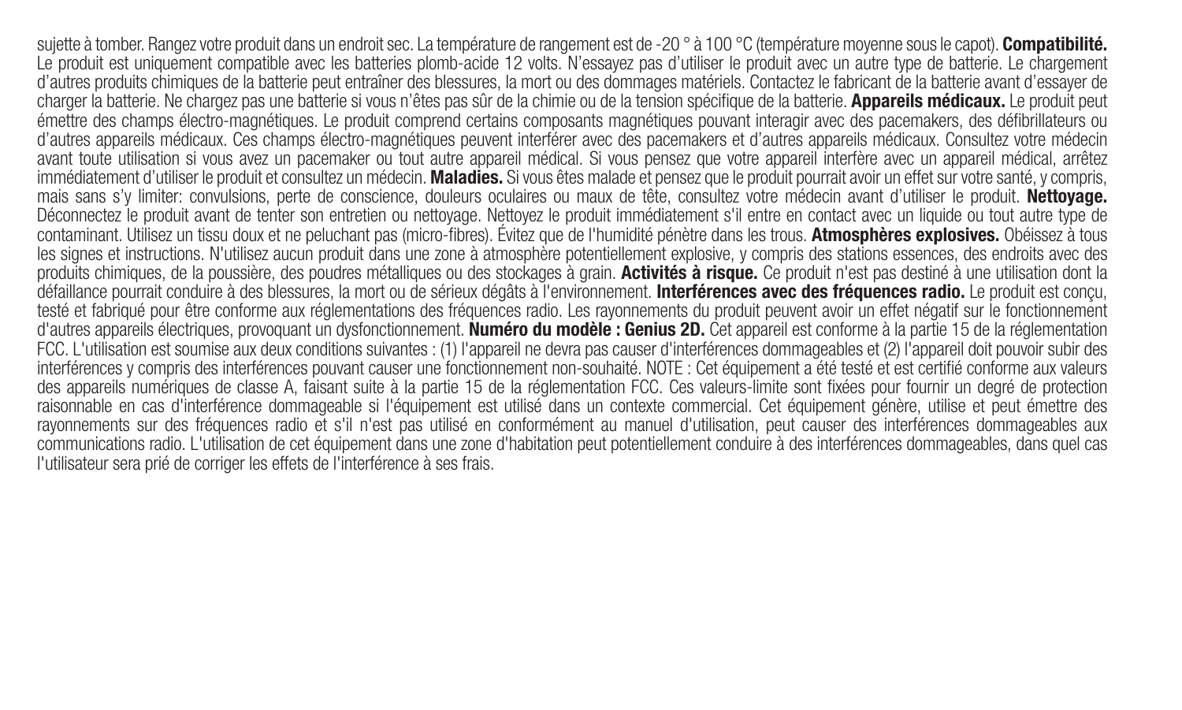sujette à tomber. Rangez votre produit dans un endroit sec. La température de rangement est de -20 ° à 100 °C (température moyenne sous le capot). **Compatibilité.** Le produit est uniquement compatible avec les batteries plomb-acide 12 volts. N'essayez pas d'utiliser le produit avec un autre type de batterie. Le chargement d'autres produits chimiques de la batterie peut entraîner des blessures, la mort ou des dommages matériels. Contactez le fabricant de la batterie avant d'essayer de charger la batterie. Ne chargez pas une batterie si vous n'êtes pas sûr de la chimie ou de la tension spécifique de la batterie. **Appareils médicaux.** Le produit peut émettre des champs électro-magnétiques. Le produit comprend certains composants magnétiques pouvant interagir avec des pacemakers, des défibrillateurs ou d'autres appareils médicaux. Ces champs électro-magnétiques peuvent interférer avec des pacemakers et d'autres appareils médicaux. Consultez votre médecin avant toute utilisation si vous avez un pacemaker ou tout autre appareil médical. Si vous pensez que votre appareil interfère avec un appareil médical, arrêtez immédiatement d'utiliser le produit et consultez un médecin. **Maladies.** Si vous êtes malade et pensez que le produit pourrait avoir un effet sur votre santé, y compris, mais sans s'y limiter: convulsions, perte de conscience, douleurs oculaires ou maux de tête, consultez votre médecin avant d'utiliser le produit. **Nettoyage.** Déconnectez le produit avant de tenter son entretien ou nettoyage. Nettoyez le produit immédiatement s'il entre en contact avec un liquide ou tout autre type de contaminant. Utilisez un tissu doux et ne peluchant pas (micro-fibres). Évitez que de l'humidité pénètre dans les trous. **Atmosphères explosives.** Obéissez à tous les signes et instructions. N'utilisez aucun produit dans une zone à atmosphère potentiellement explosive, y compris des stations essences, des endroits avec des produits chimiques, de la poussière, des poudres métalliques ou des stockages à grain. **Activités à risque.** Ce produit n'est pas destiné à une utilisation dont la défaillance pourrait conduire à des blessures, la mort ou de sérieux dégâts à l'environnement. **Interférences avec des fréquences radio.** Le produit est conçu, testé et fabriqué pour être conforme aux réglementations des fréquences radio. Les rayonnements du produit peuvent avoir un effet négatif sur le fonctionnement d'autres appareils électriques, provoquant un dysfonctionnement. **Numéro du modèle : Genius 2D.** Cet appareil est conforme à la partie 15 de la réglementation FCC. L'utilisation est soumise aux deux conditions suivantes : (1) l'appareil ne devra pas causer d'interférences dommageables et (2) l'appareil doit pouvoir subir des interférences y compris des interférences pouvant causer une fonctionnement non-souhaité. NOTE : Cet équipement a été testé et est certifié conforme aux valeurs des appareils numériques de classe A, faisant suite à la partie 15 de la réglementation FCC. Ces valeurs-limite sont fixées pour fournir un degré de protection raisonnable en cas d'interférence dommageable si l'équipement est utilisé dans un contexte commercial. Cet équipement génère, utilise et peut émettre des rayonnements sur des fréquences radio et s'il n'est pas utilisé en conformément au manuel d'utilisation, peut causer des interférences dommageables aux communications radio. L'utilisation de cet équipement dans une zone d'habitation peut potentiellement conduire à des interférences dommageables, dans quel cas l'utilisateur sera prié de corriger les effets de l'interférence à ses frais.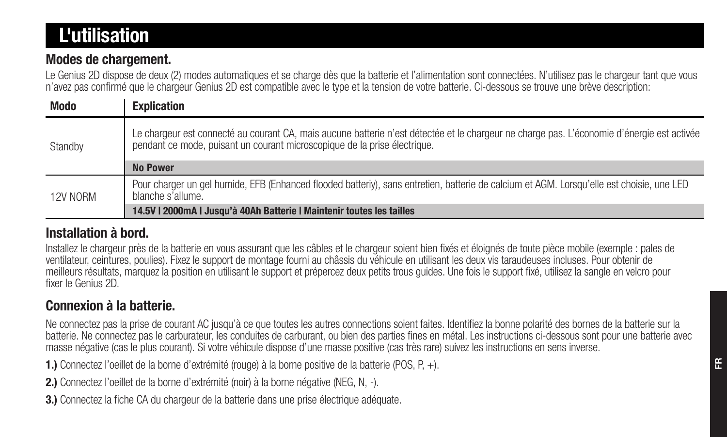# L'utilisation

## Modes de chargement.

Le Genius 2D dispose de deux (2) modes automatiques et se charge dès que la batterie et l'alimentation sont connectées. N'utilisez pas le chargeur tant que vous n'avez pas confirmé que le chargeur Genius 2D est compatible avec le type et la tension de votre batterie. Ci-dessous se trouve une brève description:

| Modo | Explication |
| --- | --- |
| Standby | Le chargeur est connecté au courant CA, mais aucune batterie n'est détectée et le chargeur ne charge pas. L'économie d'énergie est activée pendant ce mode, puisant un courant microscopique de la prise électrique. |
| | **No Power** |
| 12V NORM | Pour charger un gel humide, EFB (Enhanced flooded batteriy), sans entretien, batterie de calcium et AGM. Lorsqu'elle est choisie, une LED blanche s'allume. |
| | **14.5V I 2000mA I Jusqu'à 40Ah Batterie I Maintenir toutes les tailles** |

## Installation à bord.

Installez le chargeur près de la batterie en vous assurant que les câbles et le chargeur soient bien fixés et éloignés de toute pièce mobile (exemple : pales de ventilateur, ceintures, poulies). Fixez le support de montage fourni au châssis du véhicule en utilisant les deux vis taraudeuses incluses. Pour obtenir de meilleurs résultats, marquez la position en utilisant le support et prépercez deux petits trous guides. Une fois le support fixé, utilisez la sangle en velcro pour fixer le Genius 2D.

## Connexion à la batterie.

Ne connectez pas la prise de courant AC jusqu'à ce que toutes les autres connections soient faites. Identifiez la bonne polarité des bornes de la batterie sur la batterie. Ne connectez pas le carburateur, les conduites de carburant, ou bien des parties fines en métal. Les instructions ci-dessous sont pour une batterie avec masse négative (cas le plus courant). Si votre véhicule dispose d'une masse positive (cas très rare) suivez les instructions en sens inverse.

**1.)** Connectez l'oeillet de la borne d'extrémité (rouge) à la borne positive de la batterie (POS, P, +).

**2.)** Connectez l'oeillet de la borne d'extrémité (noir) à la borne négative (NEG, N, -).

**3.)** Connectez la fiche CA du chargeur de la batterie dans une prise électrique adéquate.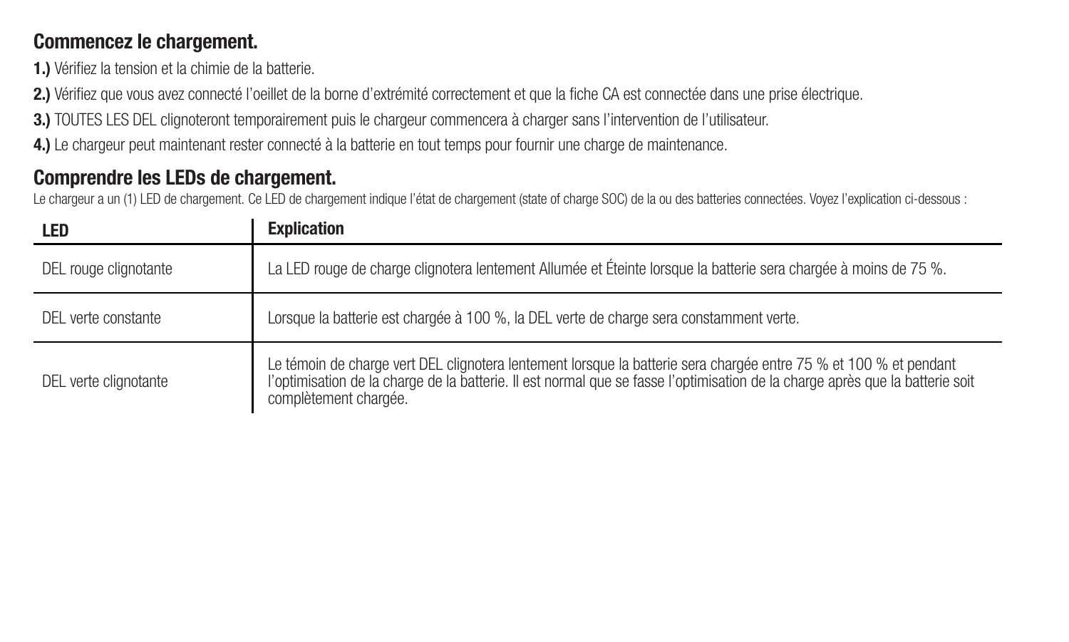## Commencez le chargement.

**1.)** Vérifiez la tension et la chimie de la batterie.

**2.)** Vérifiez que vous avez connecté l'oeillet de la borne d'extrémité correctement et que la fiche CA est connectée dans une prise électrique.

**3.)** TOUTES LES DEL clignoteront temporairement puis le chargeur commencera à charger sans l'intervention de l'utilisateur.

**4.)** Le chargeur peut maintenant rester connecté à la batterie en tout temps pour fournir une charge de maintenance.

## Comprendre les LEDs de chargement.

Le chargeur a un (1) LED de chargement. Ce LED de chargement indique l'état de chargement (state of charge SOC) de la ou des batteries connectées. Voyez l'explication ci-dessous :

| LED | Explication |
|---|---|
| DEL rouge clignotante | La LED rouge de charge clignotera lentement Allumée et Éteinte lorsque la batterie sera chargée à moins de 75 %. |
| DEL verte constante | Lorsque la batterie est chargée à 100 %, la DEL verte de charge sera constamment verte. |
| DEL verte clignotante | Le témoin de charge vert DEL clignotera lentement lorsque la batterie sera chargée entre 75 % et 100 % et pendant l'optimisation de la charge de la batterie. Il est normal que se fasse l'optimisation de la charge après que la batterie soit complètement chargée. |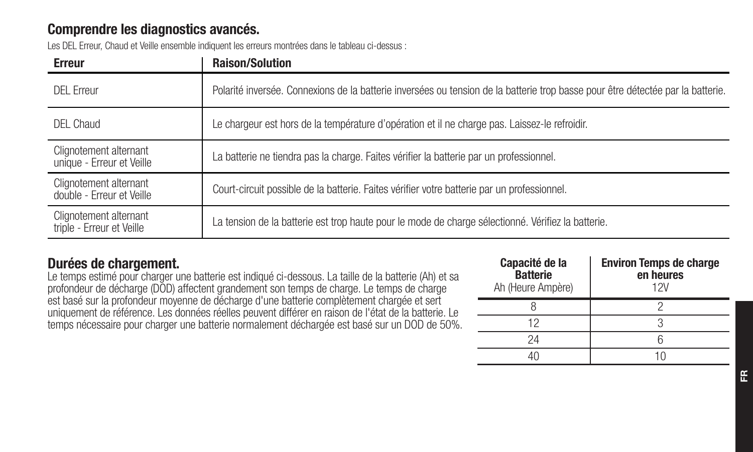## Comprendre les diagnostics avancés.

Les DEL Erreur, Chaud et Veille ensemble indiquent les erreurs montrées dans le tableau ci-dessus :

| Erreur | Raison/Solution |
|---|---|
| DEL Erreur | Polarité inversée. Connexions de la batterie inversées ou tension de la batterie trop basse pour être détectée par la batterie. |
| DEL Chaud | Le chargeur est hors de la température d'opération et il ne charge pas. Laissez-le refroidir. |
| Clignotement alternant unique - Erreur et Veille | La batterie ne tiendra pas la charge. Faites vérifier la batterie par un professionnel. |
| Clignotement alternant double - Erreur et Veille | Court-circuit possible de la batterie. Faites vérifier votre batterie par un professionnel. |
| Clignotement alternant triple - Erreur et Veille | La tension de la batterie est trop haute pour le mode de charge sélectionné. Vérifiez la batterie. |

## Durées de chargement.

Le temps estimé pour charger une batterie est indiqué ci-dessous. La taille de la batterie (Ah) et sa profondeur de décharge (DOD) affectent grandement son temps de charge. Le temps de charge est basé sur la profondeur moyenne de décharge d'une batterie complètement chargée et sert uniquement de référence. Les données réelles peuvent différer en raison de l'état de la batterie. Le temps nécessaire pour charger une batterie normalement déchargée est basé sur un DOD de 50%.

| **Capacité de la Batterie** Ah (Heure Ampère) | **Environ Temps de charge en heures** 12V |
|---|---|
| 8 | 2 |
| 12 | 3 |
| 24 | 6 |
| 40 | 10 |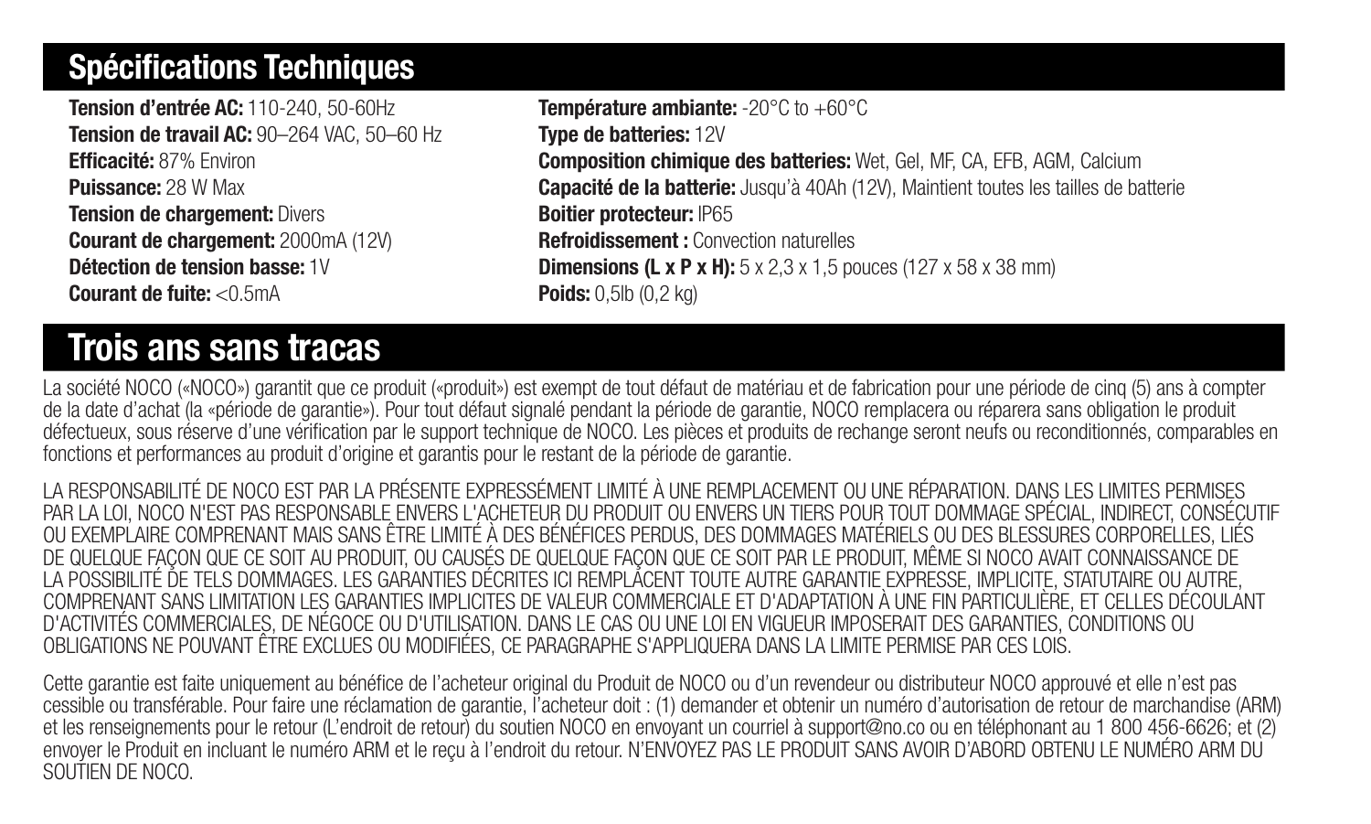## Spécifications Techniques

**Tension d'entrée AC:** 110-240, 50-60Hz
**Tension de travail AC:** 90–264 VAC, 50–60 Hz
**Efficacité:** 87% Environ
**Puissance:** 28 W Max
**Tension de chargement:** Divers
**Courant de chargement:** 2000mA (12V)
**Détection de tension basse:** 1V
**Courant de fuite:** <0.5mA
**Température ambiante:** -20°C to +60°C
**Type de batteries:** 12V
**Composition chimique des batteries:** Wet, Gel, MF, CA, EFB, AGM, Calcium
**Capacité de la batterie:** Jusqu'à 40Ah (12V), Maintient toutes les tailles de batterie
**Boitier protecteur:** IP65
**Refroidissement :** Convection naturelles
**Dimensions (L x P x H):** 5 x 2,3 x 1,5 pouces (127 x 58 x 38 mm)
**Poids:** 0,5lb (0,2 kg)

## Trois ans sans tracas

La société NOCO («NOCO») garantit que ce produit («produit») est exempt de tout défaut de matériau et de fabrication pour une période de cinq (5) ans à compter de la date d'achat (la «période de garantie»). Pour tout défaut signalé pendant la période de garantie, NOCO remplacera ou réparera sans obligation le produit défectueux, sous réserve d'une vérification par le support technique de NOCO. Les pièces et produits de rechange seront neufs ou reconditionnés, comparables en fonctions et performances au produit d'origine et garantis pour le restant de la période de garantie.

LA RESPONSABILITÉ DE NOCO EST PAR LA PRÉSENTE EXPRESSÉMENT LIMITÉ À UNE REMPLACEMENT OU UNE RÉPARATION. DANS LES LIMITES PERMISES PAR LA LOI, NOCO N'EST PAS RESPONSABLE ENVERS L'ACHETEUR DU PRODUIT OU ENVERS UN TIERS POUR TOUT DOMMAGE SPÉCIAL, INDIRECT, CONSÉCUTIF OU EXEMPLAIRE COMPRENANT MAIS SANS ÊTRE LIMITÉ À DES BÉNÉFICES PERDUS, DES DOMMAGES MATÉRIELS OU DES BLESSURES CORPORELLES, LIÉS DE QUELQUE FAÇON QUE CE SOIT AU PRODUIT, OU CAUSÉS DE QUELQUE FAÇON QUE CE SOIT PAR LE PRODUIT, MÊME SI NOCO AVAIT CONNAISSANCE DE LA POSSIBILITÉ DE TELS DOMMAGES. LES GARANTIES DÉCRITES ICI REMPLACENT TOUTE AUTRE GARANTIE EXPRESSE, IMPLICITE, STATUTAIRE OU AUTRE, COMPRENANT SANS LIMITATION LES GARANTIES IMPLICITES DE VALEUR COMMERCIALE ET D'ADAPTATION À UNE FIN PARTICULIÈRE, ET CELLES DÉCOULANT D'ACTIVITÉS COMMERCIALES, DE NÉGOCE OU D'UTILISATION. DANS LE CAS OU UNE LOI EN VIGUEUR IMPOSERAIT DES GARANTIES, CONDITIONS OU OBLIGATIONS NE POUVANT ÊTRE EXCLUES OU MODIFIÉES, CE PARAGRAPHE S'APPLIQUERA DANS LA LIMITE PERMISE PAR CES LOIS.

Cette garantie est faite uniquement au bénéfice de l'acheteur original du Produit de NOCO ou d'un revendeur ou distributeur NOCO approuvé et elle n'est pas cessible ou transférable. Pour faire une réclamation de garantie, l'acheteur doit : (1) demander et obtenir un numéro d'autorisation de retour de marchandise (ARM) et les renseignements pour le retour (L'endroit de retour) du soutien NOCO en envoyant un courriel à support@no.co ou en téléphonant au 1 800 456-6626; et (2) envoyer le Produit en incluant le numéro ARM et le reçu à l'endroit du retour. N'ENVOYEZ PAS LE PRODUIT SANS AVOIR D'ABORD OBTENU LE NUMÉRO ARM DU SOUTIEN DE NOCO.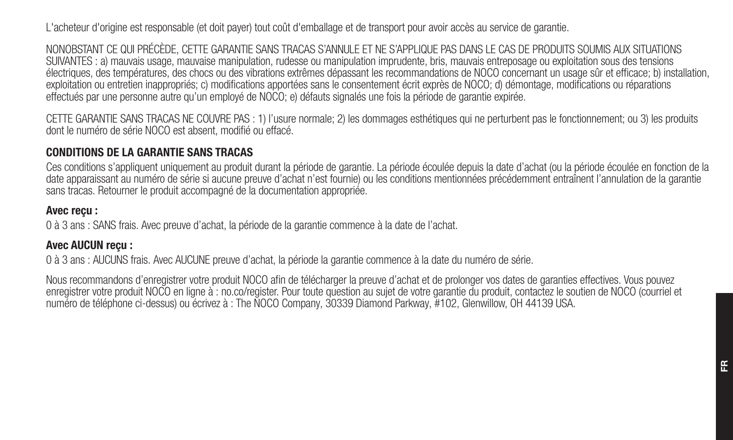L'acheteur d'origine est responsable (et doit payer) tout coût d'emballage et de transport pour avoir accès au service de garantie.

NONOBSTANT CE QUI PRÉCÈDE, CETTE GARANTIE SANS TRACAS S'ANNULE ET NE S'APPLIQUE PAS DANS LE CAS DE PRODUITS SOUMIS AUX SITUATIONS SUIVANTES : a) mauvais usage, mauvaise manipulation, rudesse ou manipulation imprudente, bris, mauvais entreposage ou exploitation sous des tensions électriques, des températures, des chocs ou des vibrations extrêmes dépassant les recommandations de NOCO concernant un usage sûr et efficace; b) installation, exploitation ou entretien inappropriés; c) modifications apportées sans le consentement écrit exprès de NOCO; d) démontage, modifications ou réparations effectués par une personne autre qu'un employé de NOCO; e) défauts signalés une fois la période de garantie expirée.

CETTE GARANTIE SANS TRACAS NE COUVRE PAS : 1) l'usure normale; 2) les dommages esthétiques qui ne perturbent pas le fonctionnement; ou 3) les produits dont le numéro de série NOCO est absent, modifié ou effacé.

**CONDITIONS DE LA GARANTIE SANS TRACAS**

Ces conditions s'appliquent uniquement au produit durant la période de garantie. La période écoulée depuis la date d'achat (ou la période écoulée en fonction de la date apparaissant au numéro de série si aucune preuve d'achat n'est fournie) ou les conditions mentionnées précédemment entraînent l'annulation de la garantie sans tracas. Retourner le produit accompagné de la documentation appropriée.

**Avec reçu :**

0 à 3 ans : SANS frais. Avec preuve d'achat, la période de la garantie commence à la date de l'achat.

**Avec AUCUN reçu :**

0 à 3 ans : AUCUNS frais. Avec AUCUNE preuve d'achat, la période la garantie commence à la date du numéro de série.

Nous recommandons d'enregistrer votre produit NOCO afin de télécharger la preuve d'achat et de prolonger vos dates de garanties effectives. Vous pouvez enregistrer votre produit NOCO en ligne à : no.co/register. Pour toute question au sujet de votre garantie du produit, contactez le soutien de NOCO (courriel et numéro de téléphone ci-dessus) ou écrivez à : The NOCO Company, 30339 Diamond Parkway, #102, Glenwillow, OH 44139 USA.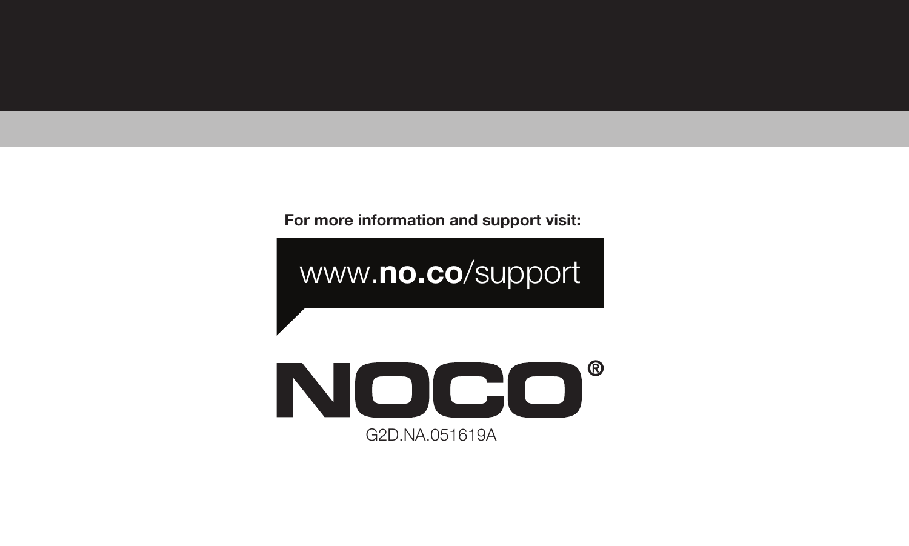**For more information and support visit:**

www.**no.co**/support

NOCO®

G2D.NA.051619A